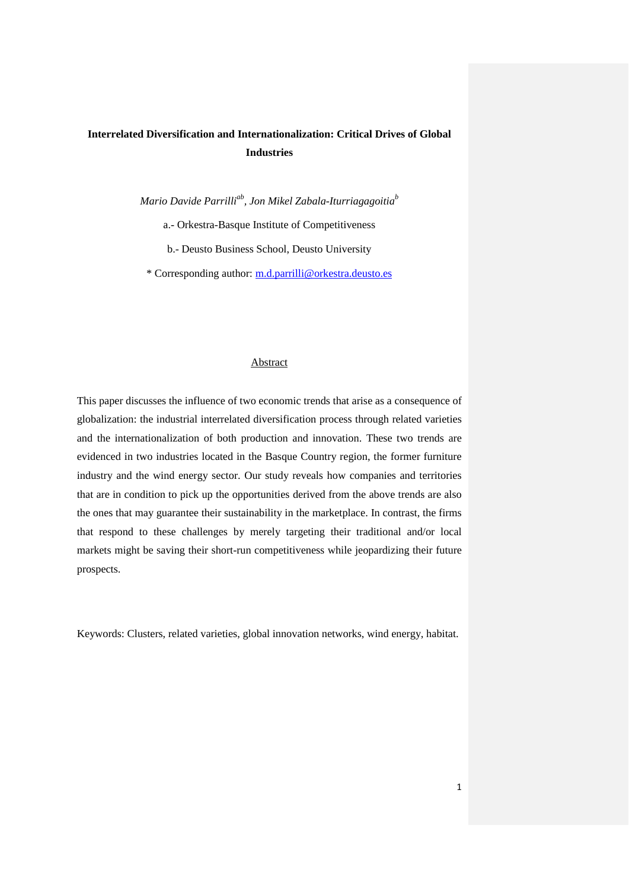# Interrelated Diversification and Internationalization: Critical Drives of Global Industries

*Mario Davide Parrilli*[ab], *Jon Mikel Zabala-Iturriagagoitia*[b]

a.- Orkestra-Basque Institute of Competitiveness

b.- Deusto Business School, Deusto University

\* Corresponding author: m.d.parrilli@orkestra.deusto.es

## Abstract

This paper discusses the influence of two economic trends that arise as a consequence of globalization: the industrial interrelated diversification process through related varieties and the internationalization of both production and innovation. These two trends are evidenced in two industries located in the Basque Country region, the former furniture industry and the wind energy sector. Our study reveals how companies and territories that are in condition to pick up the opportunities derived from the above trends are also the ones that may guarantee their sustainability in the marketplace. In contrast, the firms that respond to these challenges by merely targeting their traditional and/or local markets might be saving their short-run competitiveness while jeopardizing their future prospects.

Keywords: Clusters, related varieties, global innovation networks, wind energy, habitat.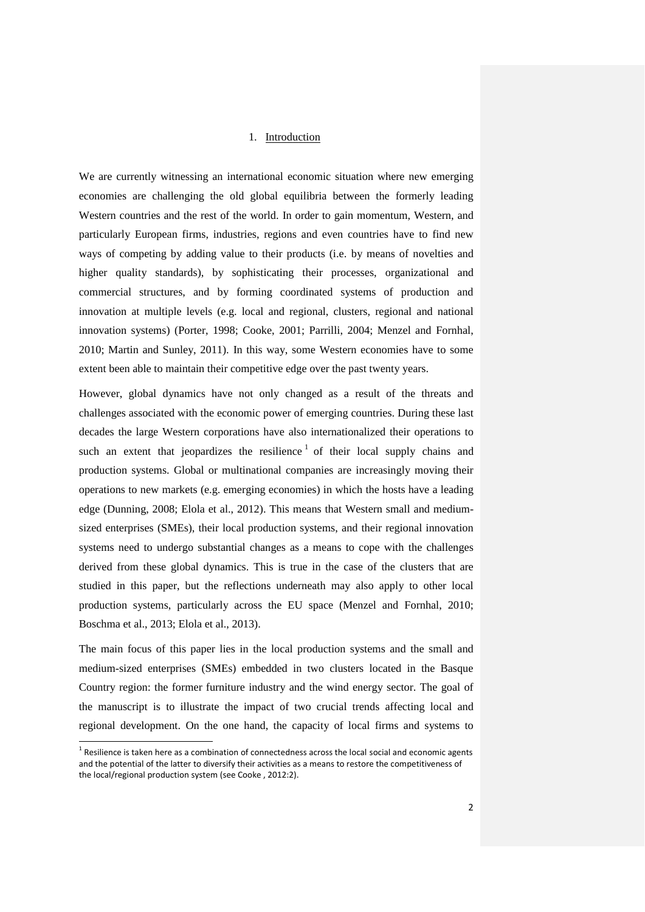# 1. Introduction

We are currently witnessing an international economic situation where new emerging economies are challenging the old global equilibria between the formerly leading Western countries and the rest of the world. In order to gain momentum, Western, and particularly European firms, industries, regions and even countries have to find new ways of competing by adding value to their products (i.e. by means of novelties and higher quality standards), by sophisticating their processes, organizational and commercial structures, and by forming coordinated systems of production and innovation at multiple levels (e.g. local and regional, clusters, regional and national innovation systems) (Porter, 1998; Cooke, 2001; Parrilli, 2004; Menzel and Fornhal, 2010; Martin and Sunley, 2011). In this way, some Western economies have to some extent been able to maintain their competitive edge over the past twenty years.

However, global dynamics have not only changed as a result of the threats and challenges associated with the economic power of emerging countries. During these last decades the large Western corporations have also internationalized their operations to such an extent that jeopardizes the resilience [1] of their local supply chains and production systems. Global or multinational companies are increasingly moving their operations to new markets (e.g. emerging economies) in which the hosts have a leading edge (Dunning, 2008; Elola et al., 2012). This means that Western small and medium-sized enterprises (SMEs), their local production systems, and their regional innovation systems need to undergo substantial changes as a means to cope with the challenges derived from these global dynamics. This is true in the case of the clusters that are studied in this paper, but the reflections underneath may also apply to other local production systems, particularly across the EU space (Menzel and Fornhal, 2010; Boschma et al., 2013; Elola et al., 2013).

The main focus of this paper lies in the local production systems and the small and medium-sized enterprises (SMEs) embedded in two clusters located in the Basque Country region: the former furniture industry and the wind energy sector. The goal of the manuscript is to illustrate the impact of two crucial trends affecting local and regional development. On the one hand, the capacity of local firms and systems to

[1] Resilience is taken here as a combination of connectedness across the local social and economic agents and the potential of the latter to diversify their activities as a means to restore the competitiveness of the local/regional production system (see Cooke , 2012:2).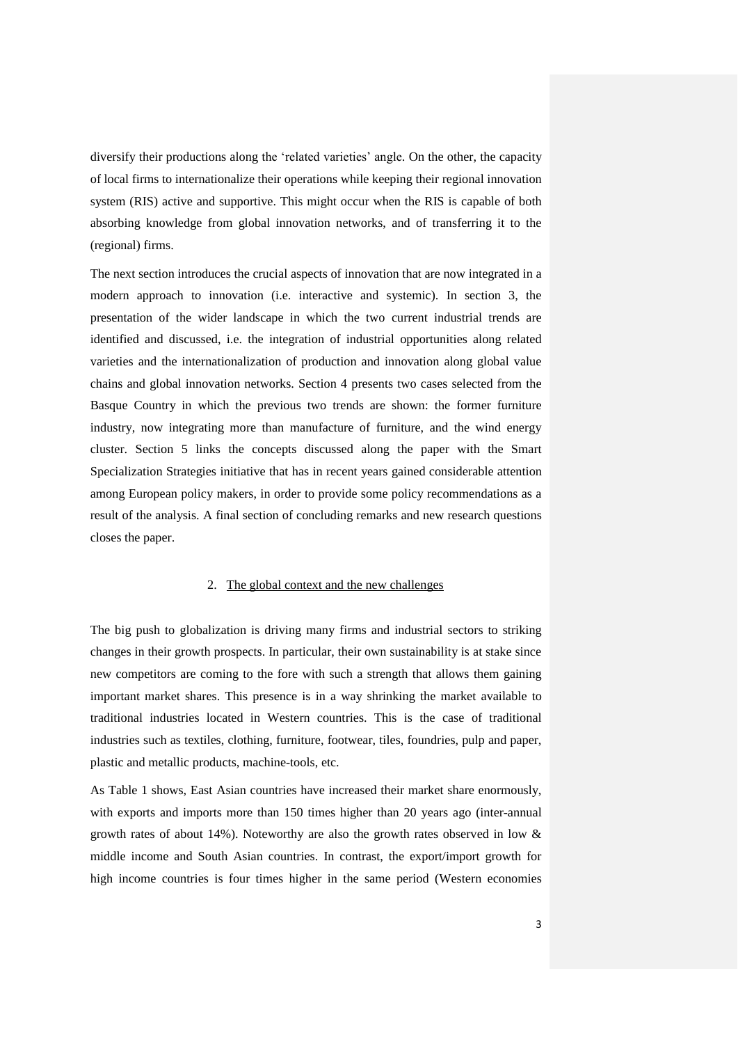diversify their productions along the 'related varieties' angle. On the other, the capacity of local firms to internationalize their operations while keeping their regional innovation system (RIS) active and supportive. This might occur when the RIS is capable of both absorbing knowledge from global innovation networks, and of transferring it to the (regional) firms.

The next section introduces the crucial aspects of innovation that are now integrated in a modern approach to innovation (i.e. interactive and systemic). In section 3, the presentation of the wider landscape in which the two current industrial trends are identified and discussed, i.e. the integration of industrial opportunities along related varieties and the internationalization of production and innovation along global value chains and global innovation networks. Section 4 presents two cases selected from the Basque Country in which the previous two trends are shown: the former furniture industry, now integrating more than manufacture of furniture, and the wind energy cluster. Section 5 links the concepts discussed along the paper with the Smart Specialization Strategies initiative that has in recent years gained considerable attention among European policy makers, in order to provide some policy recommendations as a result of the analysis. A final section of concluding remarks and new research questions closes the paper.

## 2. The global context and the new challenges

The big push to globalization is driving many firms and industrial sectors to striking changes in their growth prospects. In particular, their own sustainability is at stake since new competitors are coming to the fore with such a strength that allows them gaining important market shares. This presence is in a way shrinking the market available to traditional industries located in Western countries. This is the case of traditional industries such as textiles, clothing, furniture, footwear, tiles, foundries, pulp and paper, plastic and metallic products, machine-tools, etc.

As Table 1 shows, East Asian countries have increased their market share enormously, with exports and imports more than 150 times higher than 20 years ago (inter-annual growth rates of about 14%). Noteworthy are also the growth rates observed in low & middle income and South Asian countries. In contrast, the export/import growth for high income countries is four times higher in the same period (Western economies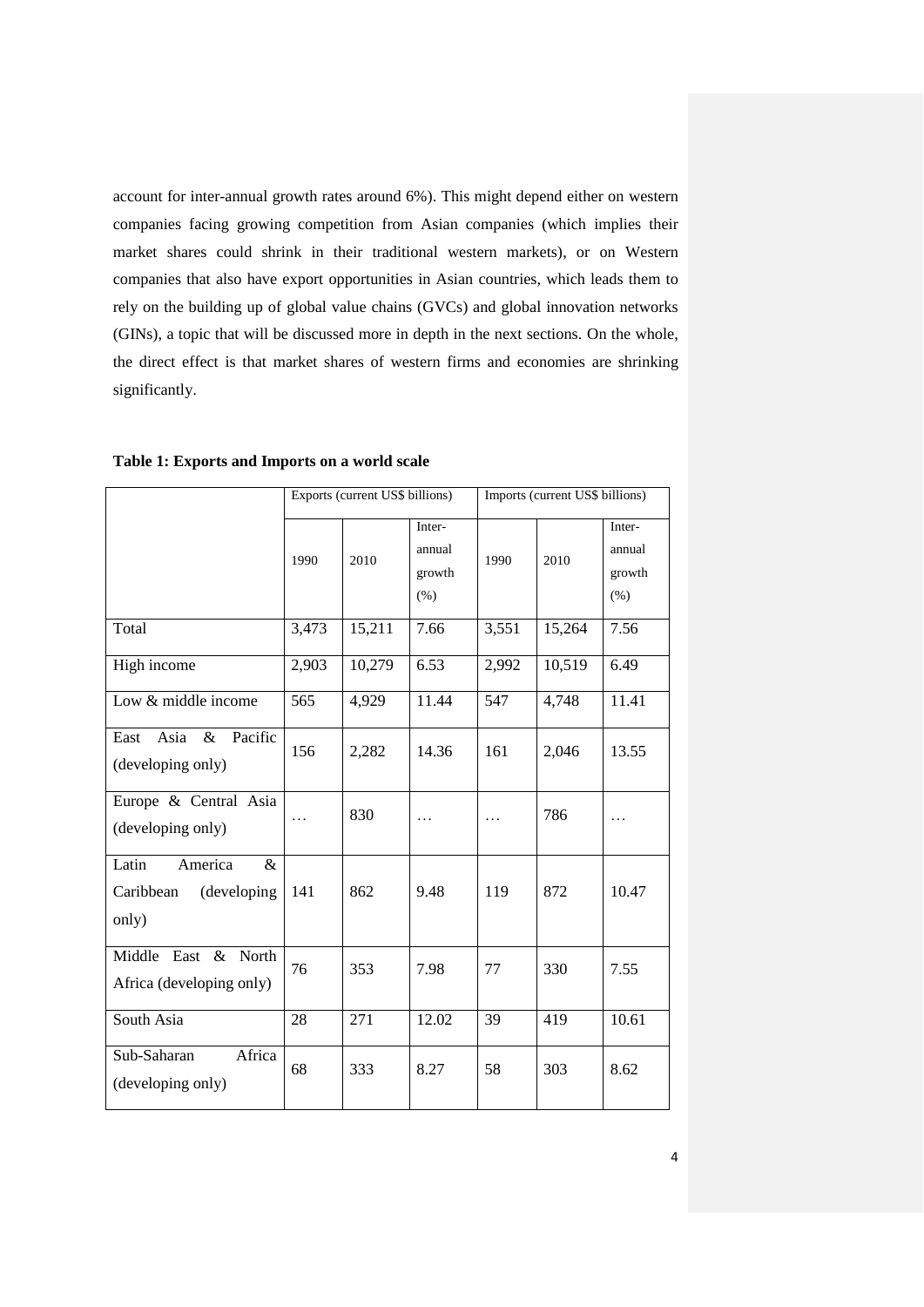account for inter-annual growth rates around 6%). This might depend either on western companies facing growing competition from Asian companies (which implies their market shares could shrink in their traditional western markets), or on Western companies that also have export opportunities in Asian countries, which leads them to rely on the building up of global value chains (GVCs) and global innovation networks (GINs), a topic that will be discussed more in depth in the next sections. On the whole, the direct effect is that market shares of western firms and economies are shrinking significantly.

**Table 1: Exports and Imports on a world scale**

| | Exports (current US$ billions) | | | Imports (current US$ billions) | | |
|---|---|---|---|---|---|---|
| | 1990 | 2010 | Inter-annual growth (%) | 1990 | 2010 | Inter-annual growth (%) |
| Total | 3,473 | 15,211 | 7.66 | 3,551 | 15,264 | 7.56 |
| High income | 2,903 | 10,279 | 6.53 | 2,992 | 10,519 | 6.49 |
| Low & middle income | 565 | 4,929 | 11.44 | 547 | 4,748 | 11.41 |
| East Asia & Pacific (developing only) | 156 | 2,282 | 14.36 | 161 | 2,046 | 13.55 |
| Europe & Central Asia (developing only) | … | 830 | … | … | 786 | … |
| Latin America & Caribbean (developing only) | 141 | 862 | 9.48 | 119 | 872 | 10.47 |
| Middle East & North Africa (developing only) | 76 | 353 | 7.98 | 77 | 330 | 7.55 |
| South Asia | 28 | 271 | 12.02 | 39 | 419 | 10.61 |
| Sub-Saharan Africa (developing only) | 68 | 333 | 8.27 | 58 | 303 | 8.62 |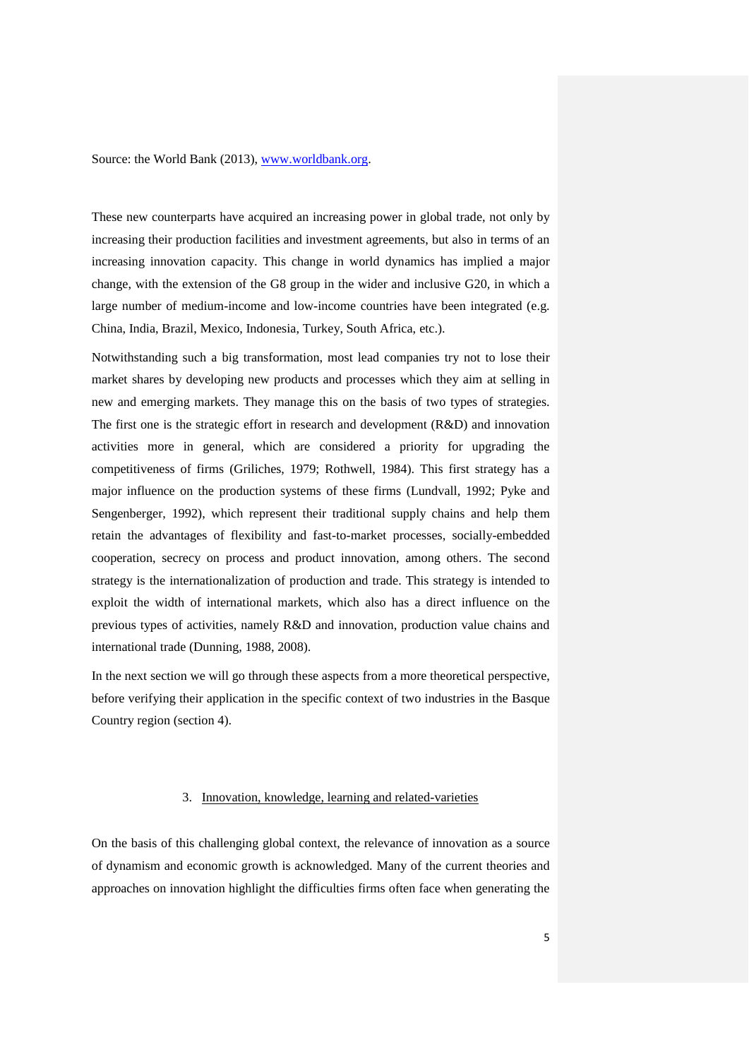Source: the World Bank (2013), [www.worldbank.org](http://www.worldbank.org).

These new counterparts have acquired an increasing power in global trade, not only by increasing their production facilities and investment agreements, but also in terms of an increasing innovation capacity. This change in world dynamics has implied a major change, with the extension of the G8 group in the wider and inclusive G20, in which a large number of medium-income and low-income countries have been integrated (e.g. China, India, Brazil, Mexico, Indonesia, Turkey, South Africa, etc.).

Notwithstanding such a big transformation, most lead companies try not to lose their market shares by developing new products and processes which they aim at selling in new and emerging markets. They manage this on the basis of two types of strategies. The first one is the strategic effort in research and development (R&D) and innovation activities more in general, which are considered a priority for upgrading the competitiveness of firms (Griliches, 1979; Rothwell, 1984). This first strategy has a major influence on the production systems of these firms (Lundvall, 1992; Pyke and Sengenberger, 1992), which represent their traditional supply chains and help them retain the advantages of flexibility and fast-to-market processes, socially-embedded cooperation, secrecy on process and product innovation, among others. The second strategy is the internationalization of production and trade. This strategy is intended to exploit the width of international markets, which also has a direct influence on the previous types of activities, namely R&D and innovation, production value chains and international trade (Dunning, 1988, 2008).

In the next section we will go through these aspects from a more theoretical perspective, before verifying their application in the specific context of two industries in the Basque Country region (section 4).

## 3. Innovation, knowledge, learning and related-varieties

On the basis of this challenging global context, the relevance of innovation as a source of dynamism and economic growth is acknowledged. Many of the current theories and approaches on innovation highlight the difficulties firms often face when generating the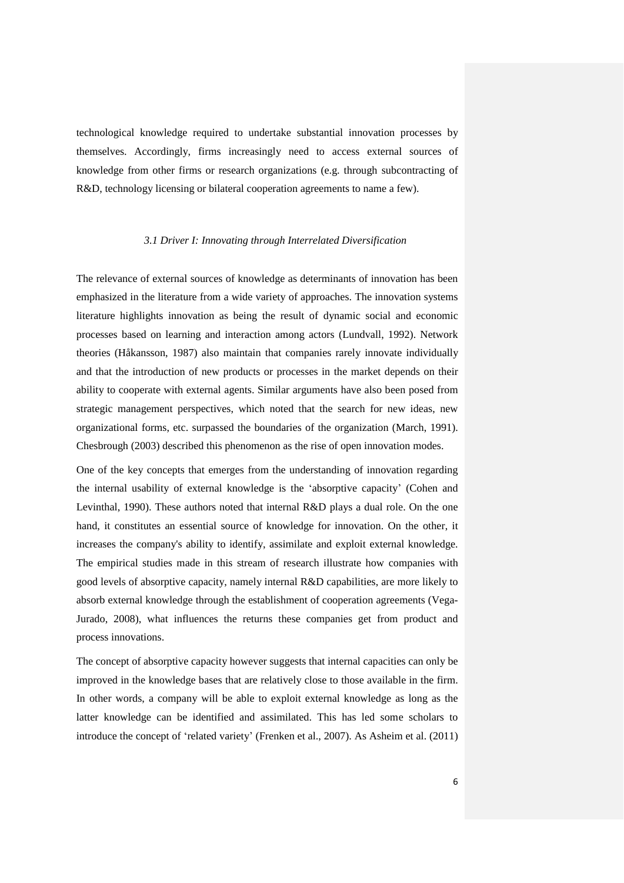technological knowledge required to undertake substantial innovation processes by themselves. Accordingly, firms increasingly need to access external sources of knowledge from other firms or research organizations (e.g. through subcontracting of R&D, technology licensing or bilateral cooperation agreements to name a few).

### *3.1 Driver I: Innovating through Interrelated Diversification*

The relevance of external sources of knowledge as determinants of innovation has been emphasized in the literature from a wide variety of approaches. The innovation systems literature highlights innovation as being the result of dynamic social and economic processes based on learning and interaction among actors (Lundvall, 1992). Network theories (Håkansson, 1987) also maintain that companies rarely innovate individually and that the introduction of new products or processes in the market depends on their ability to cooperate with external agents. Similar arguments have also been posed from strategic management perspectives, which noted that the search for new ideas, new organizational forms, etc. surpassed the boundaries of the organization (March, 1991). Chesbrough (2003) described this phenomenon as the rise of open innovation modes.

One of the key concepts that emerges from the understanding of innovation regarding the internal usability of external knowledge is the 'absorptive capacity' (Cohen and Levinthal, 1990). These authors noted that internal R&D plays a dual role. On the one hand, it constitutes an essential source of knowledge for innovation. On the other, it increases the company's ability to identify, assimilate and exploit external knowledge. The empirical studies made in this stream of research illustrate how companies with good levels of absorptive capacity, namely internal R&D capabilities, are more likely to absorb external knowledge through the establishment of cooperation agreements (Vega-Jurado, 2008), what influences the returns these companies get from product and process innovations.

The concept of absorptive capacity however suggests that internal capacities can only be improved in the knowledge bases that are relatively close to those available in the firm. In other words, a company will be able to exploit external knowledge as long as the latter knowledge can be identified and assimilated. This has led some scholars to introduce the concept of 'related variety' (Frenken et al., 2007). As Asheim et al. (2011)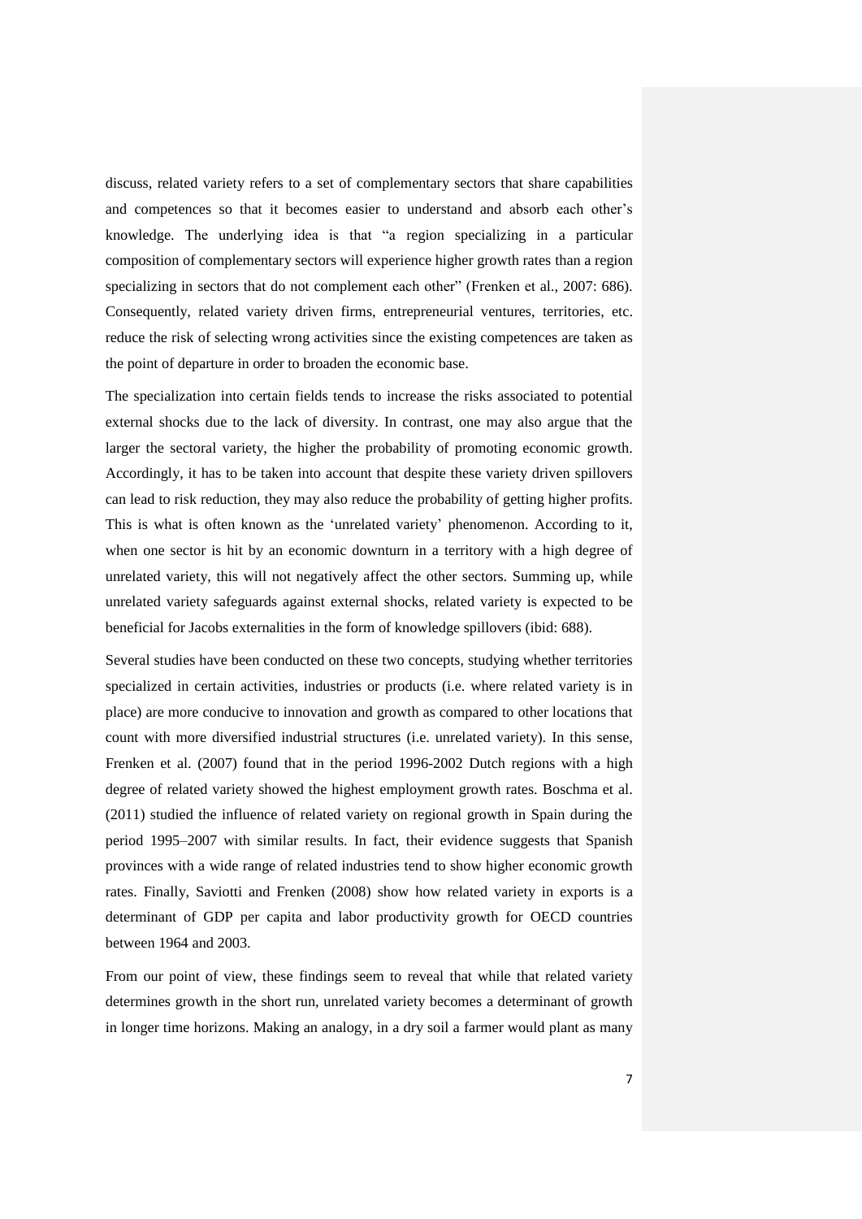discuss, related variety refers to a set of complementary sectors that share capabilities and competences so that it becomes easier to understand and absorb each other's knowledge. The underlying idea is that "a region specializing in a particular composition of complementary sectors will experience higher growth rates than a region specializing in sectors that do not complement each other" (Frenken et al., 2007: 686). Consequently, related variety driven firms, entrepreneurial ventures, territories, etc. reduce the risk of selecting wrong activities since the existing competences are taken as the point of departure in order to broaden the economic base.

The specialization into certain fields tends to increase the risks associated to potential external shocks due to the lack of diversity. In contrast, one may also argue that the larger the sectoral variety, the higher the probability of promoting economic growth. Accordingly, it has to be taken into account that despite these variety driven spillovers can lead to risk reduction, they may also reduce the probability of getting higher profits. This is what is often known as the 'unrelated variety' phenomenon. According to it, when one sector is hit by an economic downturn in a territory with a high degree of unrelated variety, this will not negatively affect the other sectors. Summing up, while unrelated variety safeguards against external shocks, related variety is expected to be beneficial for Jacobs externalities in the form of knowledge spillovers (ibid: 688).

Several studies have been conducted on these two concepts, studying whether territories specialized in certain activities, industries or products (i.e. where related variety is in place) are more conducive to innovation and growth as compared to other locations that count with more diversified industrial structures (i.e. unrelated variety). In this sense, Frenken et al. (2007) found that in the period 1996-2002 Dutch regions with a high degree of related variety showed the highest employment growth rates. Boschma et al. (2011) studied the influence of related variety on regional growth in Spain during the period 1995–2007 with similar results. In fact, their evidence suggests that Spanish provinces with a wide range of related industries tend to show higher economic growth rates. Finally, Saviotti and Frenken (2008) show how related variety in exports is a determinant of GDP per capita and labor productivity growth for OECD countries between 1964 and 2003.

From our point of view, these findings seem to reveal that while that related variety determines growth in the short run, unrelated variety becomes a determinant of growth in longer time horizons. Making an analogy, in a dry soil a farmer would plant as many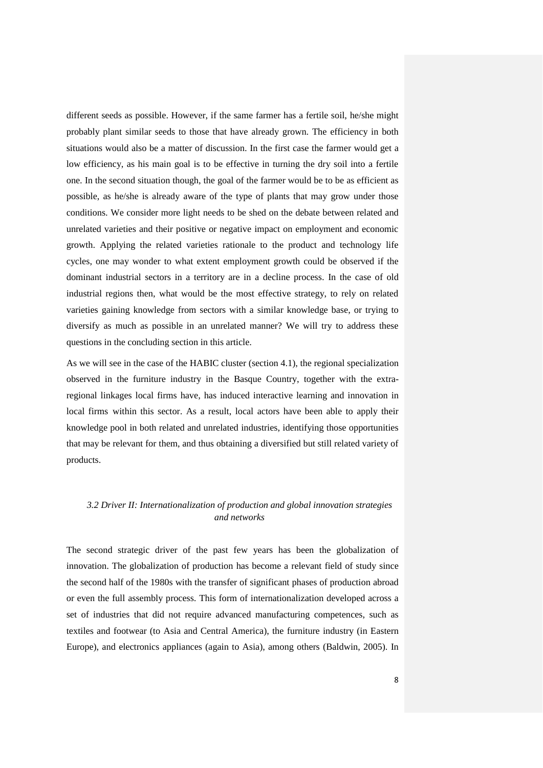different seeds as possible. However, if the same farmer has a fertile soil, he/she might probably plant similar seeds to those that have already grown. The efficiency in both situations would also be a matter of discussion. In the first case the farmer would get a low efficiency, as his main goal is to be effective in turning the dry soil into a fertile one. In the second situation though, the goal of the farmer would be to be as efficient as possible, as he/she is already aware of the type of plants that may grow under those conditions. We consider more light needs to be shed on the debate between related and unrelated varieties and their positive or negative impact on employment and economic growth. Applying the related varieties rationale to the product and technology life cycles, one may wonder to what extent employment growth could be observed if the dominant industrial sectors in a territory are in a decline process. In the case of old industrial regions then, what would be the most effective strategy, to rely on related varieties gaining knowledge from sectors with a similar knowledge base, or trying to diversify as much as possible in an unrelated manner? We will try to address these questions in the concluding section in this article.

As we will see in the case of the HABIC cluster (section 4.1), the regional specialization observed in the furniture industry in the Basque Country, together with the extra-regional linkages local firms have, has induced interactive learning and innovation in local firms within this sector. As a result, local actors have been able to apply their knowledge pool in both related and unrelated industries, identifying those opportunities that may be relevant for them, and thus obtaining a diversified but still related variety of products.

### *3.2 Driver II: Internationalization of production and global innovation strategies and networks*

The second strategic driver of the past few years has been the globalization of innovation. The globalization of production has become a relevant field of study since the second half of the 1980s with the transfer of significant phases of production abroad or even the full assembly process. This form of internationalization developed across a set of industries that did not require advanced manufacturing competences, such as textiles and footwear (to Asia and Central America), the furniture industry (in Eastern Europe), and electronics appliances (again to Asia), among others (Baldwin, 2005). In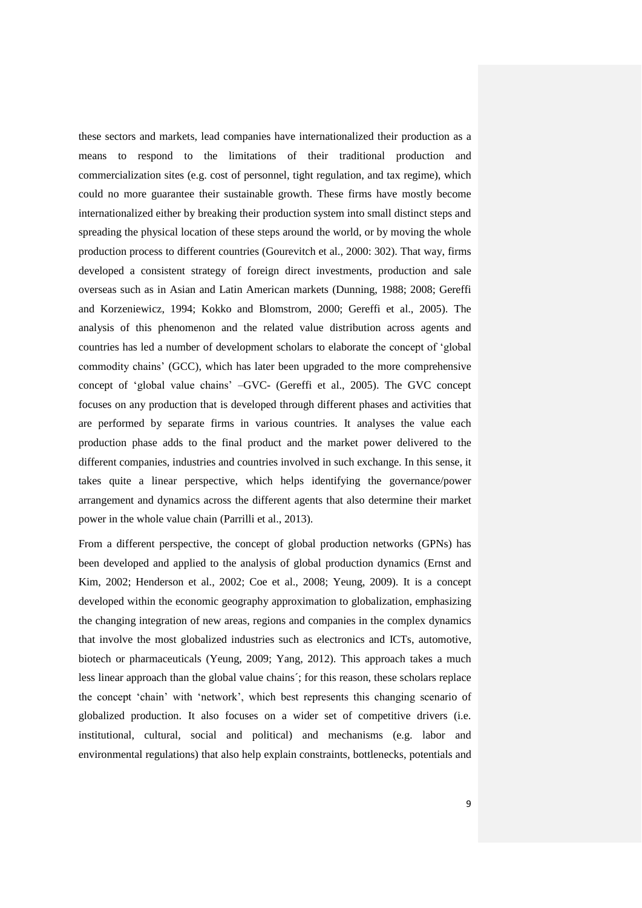these sectors and markets, lead companies have internationalized their production as a means to respond to the limitations of their traditional production and commercialization sites (e.g. cost of personnel, tight regulation, and tax regime), which could no more guarantee their sustainable growth. These firms have mostly become internationalized either by breaking their production system into small distinct steps and spreading the physical location of these steps around the world, or by moving the whole production process to different countries (Gourevitch et al., 2000: 302). That way, firms developed a consistent strategy of foreign direct investments, production and sale overseas such as in Asian and Latin American markets (Dunning, 1988; 2008; Gereffi and Korzeniewicz, 1994; Kokko and Blomstrom, 2000; Gereffi et al., 2005). The analysis of this phenomenon and the related value distribution across agents and countries has led a number of development scholars to elaborate the concept of 'global commodity chains' (GCC), which has later been upgraded to the more comprehensive concept of 'global value chains' –GVC- (Gereffi et al., 2005). The GVC concept focuses on any production that is developed through different phases and activities that are performed by separate firms in various countries. It analyses the value each production phase adds to the final product and the market power delivered to the different companies, industries and countries involved in such exchange. In this sense, it takes quite a linear perspective, which helps identifying the governance/power arrangement and dynamics across the different agents that also determine their market power in the whole value chain (Parrilli et al., 2013).

From a different perspective, the concept of global production networks (GPNs) has been developed and applied to the analysis of global production dynamics (Ernst and Kim, 2002; Henderson et al., 2002; Coe et al., 2008; Yeung, 2009). It is a concept developed within the economic geography approximation to globalization, emphasizing the changing integration of new areas, regions and companies in the complex dynamics that involve the most globalized industries such as electronics and ICTs, automotive, biotech or pharmaceuticals (Yeung, 2009; Yang, 2012). This approach takes a much less linear approach than the global value chains´; for this reason, these scholars replace the concept 'chain' with 'network', which best represents this changing scenario of globalized production. It also focuses on a wider set of competitive drivers (i.e. institutional, cultural, social and political) and mechanisms (e.g. labor and environmental regulations) that also help explain constraints, bottlenecks, potentials and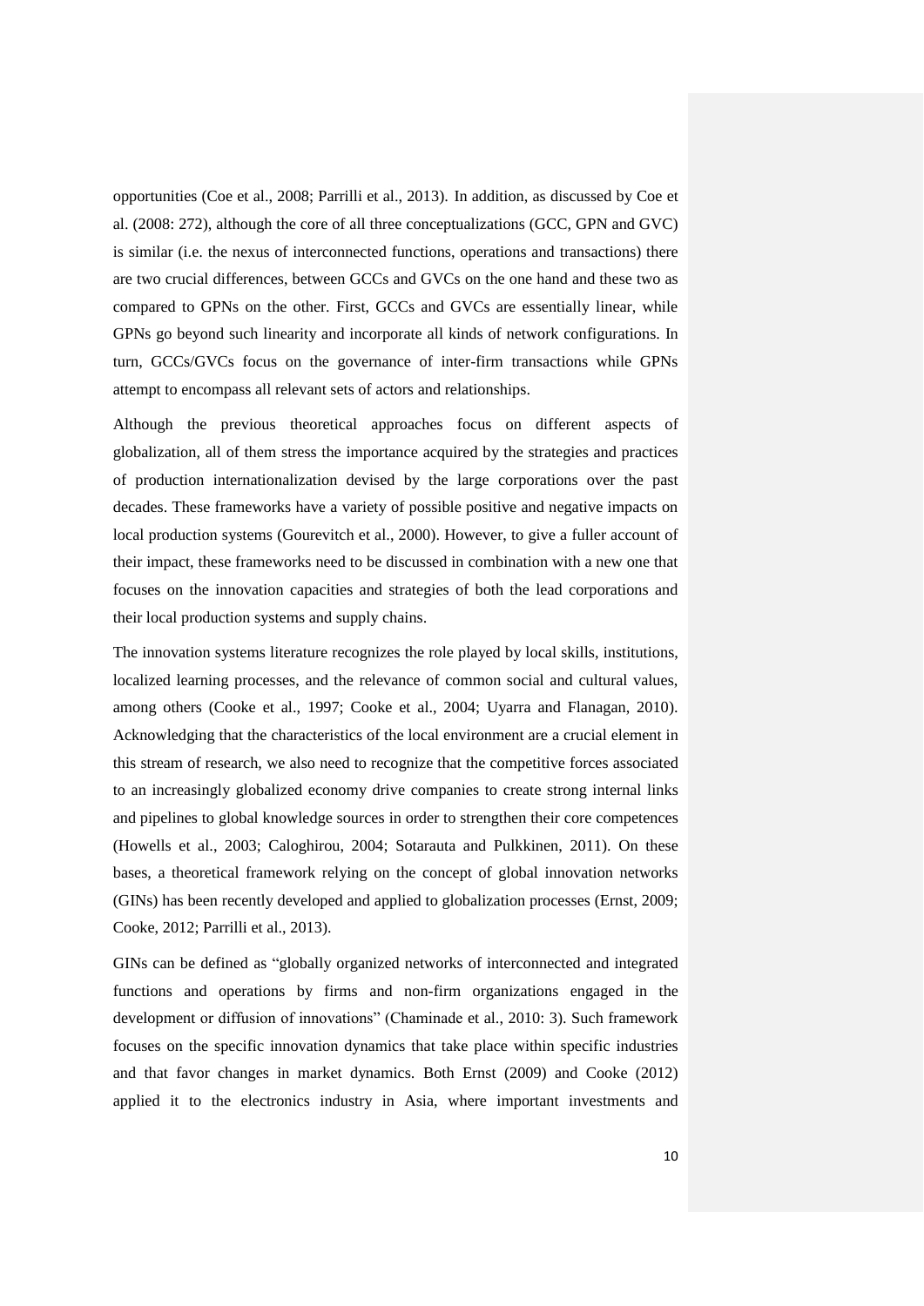opportunities (Coe et al., 2008; Parrilli et al., 2013). In addition, as discussed by Coe et al. (2008: 272), although the core of all three conceptualizations (GCC, GPN and GVC) is similar (i.e. the nexus of interconnected functions, operations and transactions) there are two crucial differences, between GCCs and GVCs on the one hand and these two as compared to GPNs on the other. First, GCCs and GVCs are essentially linear, while GPNs go beyond such linearity and incorporate all kinds of network configurations. In turn, GCCs/GVCs focus on the governance of inter-firm transactions while GPNs attempt to encompass all relevant sets of actors and relationships.

Although the previous theoretical approaches focus on different aspects of globalization, all of them stress the importance acquired by the strategies and practices of production internationalization devised by the large corporations over the past decades. These frameworks have a variety of possible positive and negative impacts on local production systems (Gourevitch et al., 2000). However, to give a fuller account of their impact, these frameworks need to be discussed in combination with a new one that focuses on the innovation capacities and strategies of both the lead corporations and their local production systems and supply chains.

The innovation systems literature recognizes the role played by local skills, institutions, localized learning processes, and the relevance of common social and cultural values, among others (Cooke et al., 1997; Cooke et al., 2004; Uyarra and Flanagan, 2010). Acknowledging that the characteristics of the local environment are a crucial element in this stream of research, we also need to recognize that the competitive forces associated to an increasingly globalized economy drive companies to create strong internal links and pipelines to global knowledge sources in order to strengthen their core competences (Howells et al., 2003; Caloghirou, 2004; Sotarauta and Pulkkinen, 2011). On these bases, a theoretical framework relying on the concept of global innovation networks (GINs) has been recently developed and applied to globalization processes (Ernst, 2009; Cooke, 2012; Parrilli et al., 2013).

GINs can be defined as "globally organized networks of interconnected and integrated functions and operations by firms and non-firm organizations engaged in the development or diffusion of innovations" (Chaminade et al., 2010: 3). Such framework focuses on the specific innovation dynamics that take place within specific industries and that favor changes in market dynamics. Both Ernst (2009) and Cooke (2012) applied it to the electronics industry in Asia, where important investments and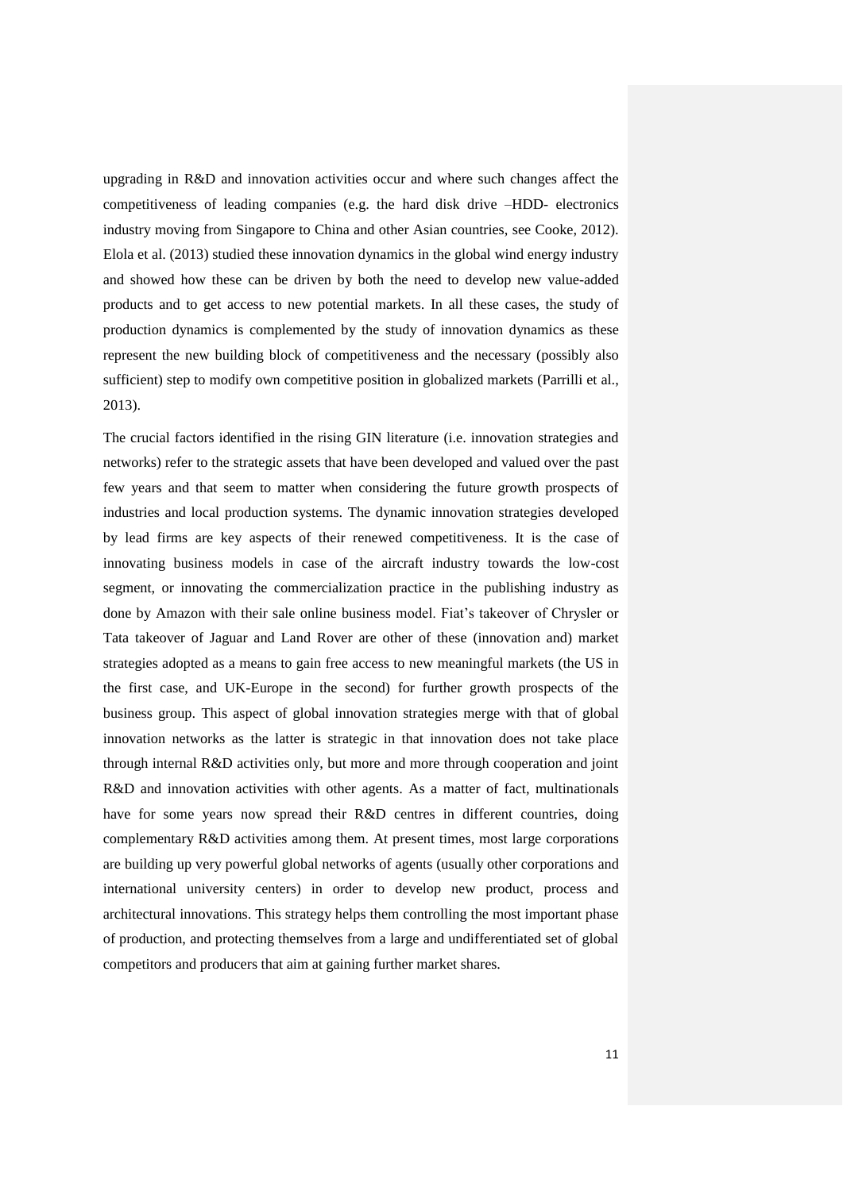upgrading in R&D and innovation activities occur and where such changes affect the competitiveness of leading companies (e.g. the hard disk drive –HDD- electronics industry moving from Singapore to China and other Asian countries, see Cooke, 2012). Elola et al. (2013) studied these innovation dynamics in the global wind energy industry and showed how these can be driven by both the need to develop new value-added products and to get access to new potential markets. In all these cases, the study of production dynamics is complemented by the study of innovation dynamics as these represent the new building block of competitiveness and the necessary (possibly also sufficient) step to modify own competitive position in globalized markets (Parrilli et al., 2013).

The crucial factors identified in the rising GIN literature (i.e. innovation strategies and networks) refer to the strategic assets that have been developed and valued over the past few years and that seem to matter when considering the future growth prospects of industries and local production systems. The dynamic innovation strategies developed by lead firms are key aspects of their renewed competitiveness. It is the case of innovating business models in case of the aircraft industry towards the low-cost segment, or innovating the commercialization practice in the publishing industry as done by Amazon with their sale online business model. Fiat's takeover of Chrysler or Tata takeover of Jaguar and Land Rover are other of these (innovation and) market strategies adopted as a means to gain free access to new meaningful markets (the US in the first case, and UK-Europe in the second) for further growth prospects of the business group. This aspect of global innovation strategies merge with that of global innovation networks as the latter is strategic in that innovation does not take place through internal R&D activities only, but more and more through cooperation and joint R&D and innovation activities with other agents. As a matter of fact, multinationals have for some years now spread their R&D centres in different countries, doing complementary R&D activities among them. At present times, most large corporations are building up very powerful global networks of agents (usually other corporations and international university centers) in order to develop new product, process and architectural innovations. This strategy helps them controlling the most important phase of production, and protecting themselves from a large and undifferentiated set of global competitors and producers that aim at gaining further market shares.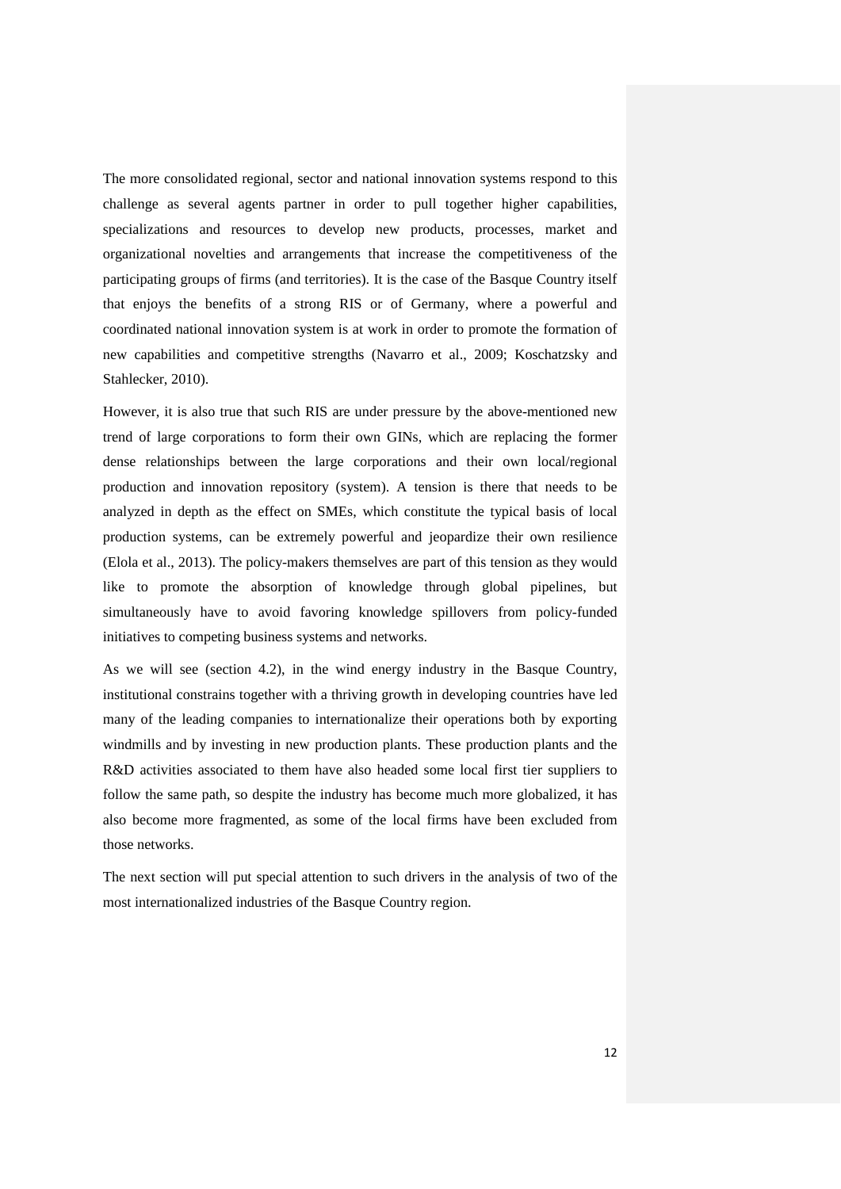The more consolidated regional, sector and national innovation systems respond to this challenge as several agents partner in order to pull together higher capabilities, specializations and resources to develop new products, processes, market and organizational novelties and arrangements that increase the competitiveness of the participating groups of firms (and territories). It is the case of the Basque Country itself that enjoys the benefits of a strong RIS or of Germany, where a powerful and coordinated national innovation system is at work in order to promote the formation of new capabilities and competitive strengths (Navarro et al., 2009; Koschatzsky and Stahlecker, 2010).

However, it is also true that such RIS are under pressure by the above-mentioned new trend of large corporations to form their own GINs, which are replacing the former dense relationships between the large corporations and their own local/regional production and innovation repository (system). A tension is there that needs to be analyzed in depth as the effect on SMEs, which constitute the typical basis of local production systems, can be extremely powerful and jeopardize their own resilience (Elola et al., 2013). The policy-makers themselves are part of this tension as they would like to promote the absorption of knowledge through global pipelines, but simultaneously have to avoid favoring knowledge spillovers from policy-funded initiatives to competing business systems and networks.

As we will see (section 4.2), in the wind energy industry in the Basque Country, institutional constrains together with a thriving growth in developing countries have led many of the leading companies to internationalize their operations both by exporting windmills and by investing in new production plants. These production plants and the R&D activities associated to them have also headed some local first tier suppliers to follow the same path, so despite the industry has become much more globalized, it has also become more fragmented, as some of the local firms have been excluded from those networks.

The next section will put special attention to such drivers in the analysis of two of the most internationalized industries of the Basque Country region.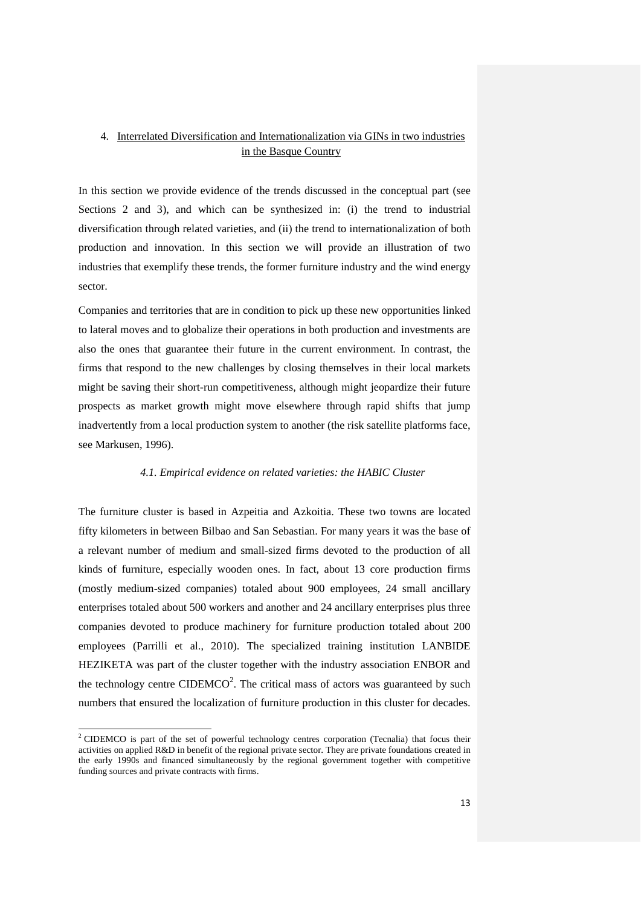## 4. Interrelated Diversification and Internationalization via GINs in two industries in the Basque Country

In this section we provide evidence of the trends discussed in the conceptual part (see Sections 2 and 3), and which can be synthesized in: (i) the trend to industrial diversification through related varieties, and (ii) the trend to internationalization of both production and innovation. In this section we will provide an illustration of two industries that exemplify these trends, the former furniture industry and the wind energy sector.

Companies and territories that are in condition to pick up these new opportunities linked to lateral moves and to globalize their operations in both production and investments are also the ones that guarantee their future in the current environment. In contrast, the firms that respond to the new challenges by closing themselves in their local markets might be saving their short-run competitiveness, although might jeopardize their future prospects as market growth might move elsewhere through rapid shifts that jump inadvertently from a local production system to another (the risk satellite platforms face, see Markusen, 1996).

### *4.1. Empirical evidence on related varieties: the HABIC Cluster*

The furniture cluster is based in Azpeitia and Azkoitia. These two towns are located fifty kilometers in between Bilbao and San Sebastian. For many years it was the base of a relevant number of medium and small-sized firms devoted to the production of all kinds of furniture, especially wooden ones. In fact, about 13 core production firms (mostly medium-sized companies) totaled about 900 employees, 24 small ancillary enterprises totaled about 500 workers and another and 24 ancillary enterprises plus three companies devoted to produce machinery for furniture production totaled about 200 employees (Parrilli et al., 2010). The specialized training institution LANBIDE HEZIKETA was part of the cluster together with the industry association ENBOR and the technology centre CIDEMCO[2]. The critical mass of actors was guaranteed by such numbers that ensured the localization of furniture production in this cluster for decades.

[2] CIDEMCO is part of the set of powerful technology centres corporation (Tecnalia) that focus their activities on applied R&D in benefit of the regional private sector. They are private foundations created in the early 1990s and financed simultaneously by the regional government together with competitive funding sources and private contracts with firms.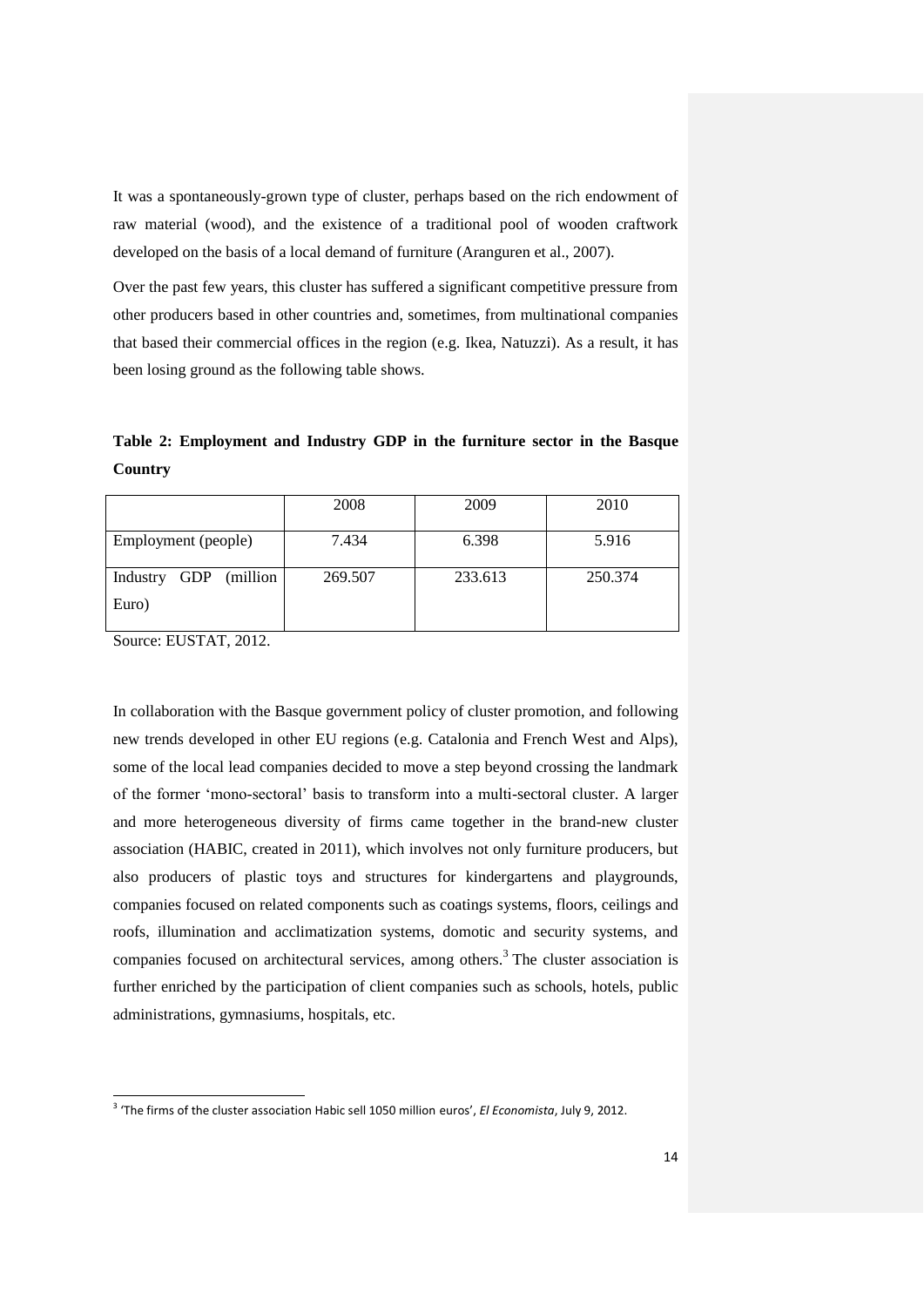It was a spontaneously-grown type of cluster, perhaps based on the rich endowment of raw material (wood), and the existence of a traditional pool of wooden craftwork developed on the basis of a local demand of furniture (Aranguren et al., 2007).

Over the past few years, this cluster has suffered a significant competitive pressure from other producers based in other countries and, sometimes, from multinational companies that based their commercial offices in the region (e.g. Ikea, Natuzzi). As a result, it has been losing ground as the following table shows.

**Table 2: Employment and Industry GDP in the furniture sector in the Basque Country**

| | 2008 | 2009 | 2010 |
|---|---|---|---|
| Employment (people) | 7.434 | 6.398 | 5.916 |
| Industry GDP (million Euro) | 269.507 | 233.613 | 250.374 |

Source: EUSTAT, 2012.

In collaboration with the Basque government policy of cluster promotion, and following new trends developed in other EU regions (e.g. Catalonia and French West and Alps), some of the local lead companies decided to move a step beyond crossing the landmark of the former 'mono-sectoral' basis to transform into a multi-sectoral cluster. A larger and more heterogeneous diversity of firms came together in the brand-new cluster association (HABIC, created in 2011), which involves not only furniture producers, but also producers of plastic toys and structures for kindergartens and playgrounds, companies focused on related components such as coatings systems, floors, ceilings and roofs, illumination and acclimatization systems, domotic and security systems, and companies focused on architectural services, among others.[3] The cluster association is further enriched by the participation of client companies such as schools, hotels, public administrations, gymnasiums, hospitals, etc.

[3] 'The firms of the cluster association Habic sell 1050 million euros', *El Economista*, July 9, 2012.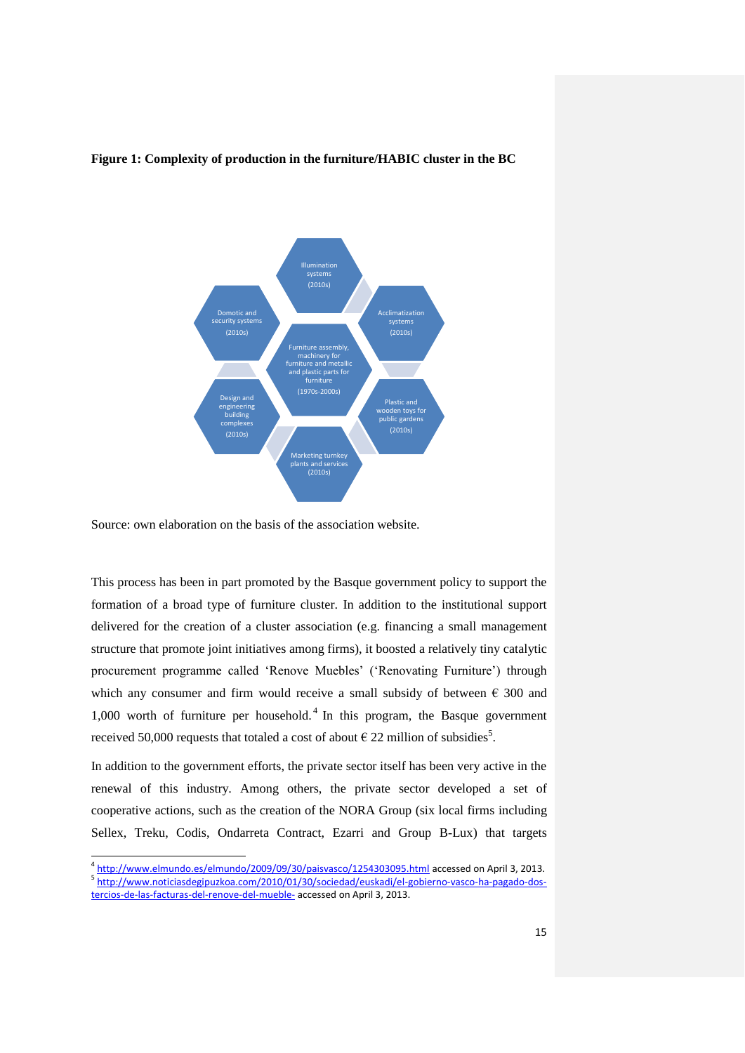**Figure 1: Complexity of production in the furniture/HABIC cluster in the BC**

Illumination systems (2010s)

Domotic and security systems (2010s)

Acclimatization systems (2010s)

Furniture assembly, machinery for furniture and metallic and plastic parts for furniture (1970s-2000s)

Design and engineering building complexes (2010s)

Plastic and wooden toys for public gardens (2010s)

Marketing turnkey plants and services (2010s)

Source: own elaboration on the basis of the association website.

This process has been in part promoted by the Basque government policy to support the formation of a broad type of furniture cluster. In addition to the institutional support delivered for the creation of a cluster association (e.g. financing a small management structure that promote joint initiatives among firms), it boosted a relatively tiny catalytic procurement programme called 'Renove Muebles' ('Renovating Furniture') through which any consumer and firm would receive a small subsidy of between € 300 and 1,000 worth of furniture per household.[4] In this program, the Basque government received 50,000 requests that totaled a cost of about € 22 million of subsidies[5].

In addition to the government efforts, the private sector itself has been very active in the renewal of this industry. Among others, the private sector developed a set of cooperative actions, such as the creation of the NORA Group (six local firms including Sellex, Treku, Codis, Ondarreta Contract, Ezarri and Group B-Lux) that targets

---

[4] http://www.elmundo.es/elmundo/2009/09/30/paisvasco/1254303095.html accessed on April 3, 2013.

[5] http://www.noticiasdegipuzkoa.com/2010/01/30/sociedad/euskadi/el-gobierno-vasco-ha-pagado-dos-tercios-de-las-facturas-del-renove-del-mueble- accessed on April 3, 2013.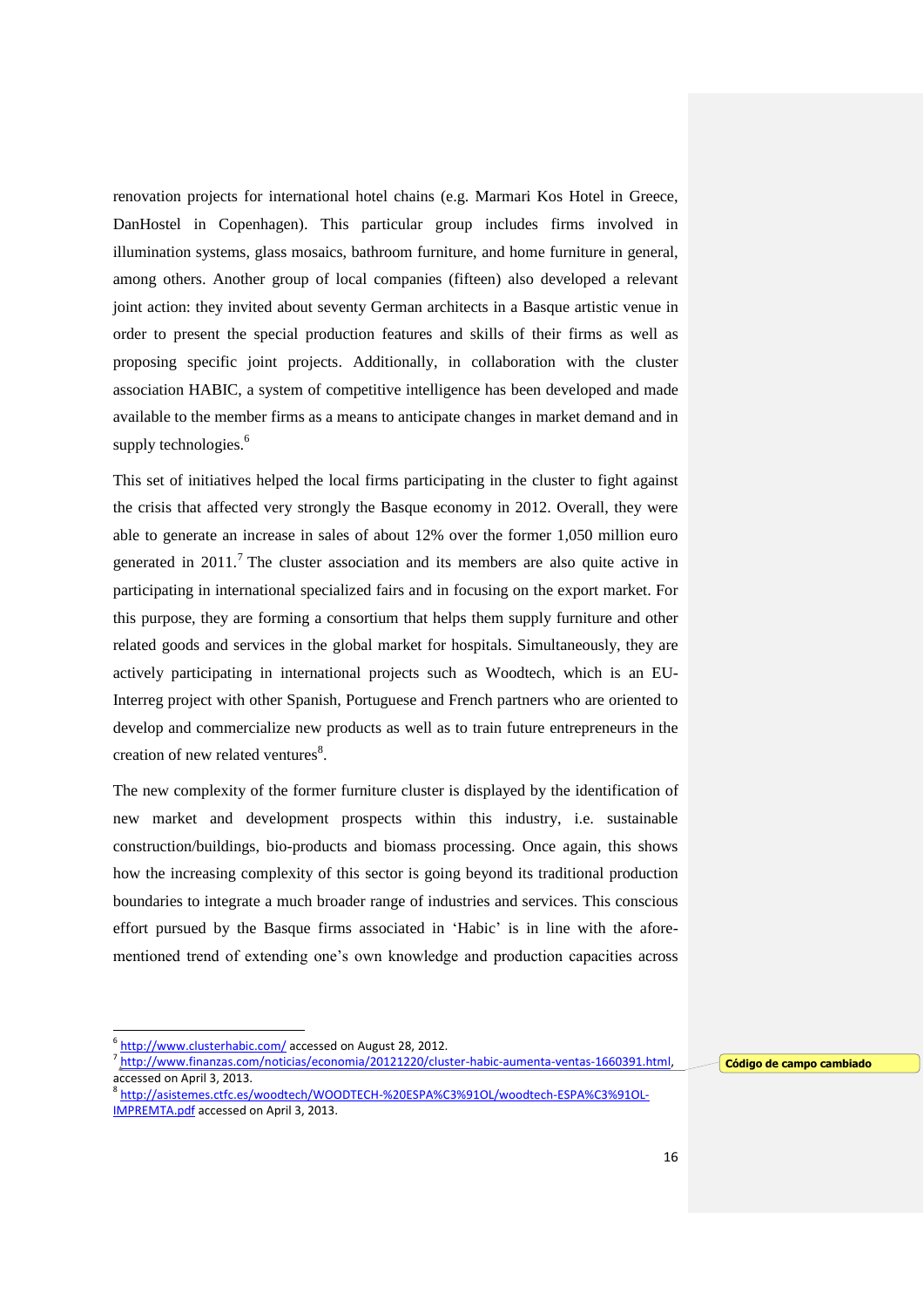renovation projects for international hotel chains (e.g. Marmari Kos Hotel in Greece, DanHostel in Copenhagen). This particular group includes firms involved in illumination systems, glass mosaics, bathroom furniture, and home furniture in general, among others. Another group of local companies (fifteen) also developed a relevant joint action: they invited about seventy German architects in a Basque artistic venue in order to present the special production features and skills of their firms as well as proposing specific joint projects. Additionally, in collaboration with the cluster association HABIC, a system of competitive intelligence has been developed and made available to the member firms as a means to anticipate changes in market demand and in supply technologies.[6]

This set of initiatives helped the local firms participating in the cluster to fight against the crisis that affected very strongly the Basque economy in 2012. Overall, they were able to generate an increase in sales of about 12% over the former 1,050 million euro generated in 2011.[7] The cluster association and its members are also quite active in participating in international specialized fairs and in focusing on the export market. For this purpose, they are forming a consortium that helps them supply furniture and other related goods and services in the global market for hospitals. Simultaneously, they are actively participating in international projects such as Woodtech, which is an EU-Interreg project with other Spanish, Portuguese and French partners who are oriented to develop and commercialize new products as well as to train future entrepreneurs in the creation of new related ventures[8].

The new complexity of the former furniture cluster is displayed by the identification of new market and development prospects within this industry, i.e. sustainable construction/buildings, bio-products and biomass processing. Once again, this shows how the increasing complexity of this sector is going beyond its traditional production boundaries to integrate a much broader range of industries and services. This conscious effort pursued by the Basque firms associated in 'Habic' is in line with the afore-mentioned trend of extending one's own knowledge and production capacities across

---

[6] http://www.clusterhabic.com/ accessed on August 28, 2012.

[7] http://www.finanzas.com/noticias/economia/20121220/cluster-habic-aumenta-ventas-1660391.html, accessed on April 3, 2013.

[8] http://asistemes.ctfc.es/woodtech/WOODTECH-%20ESPA%C3%91OL/woodtech-ESPA%C3%91OL-IMPREMTA.pdf accessed on April 3, 2013.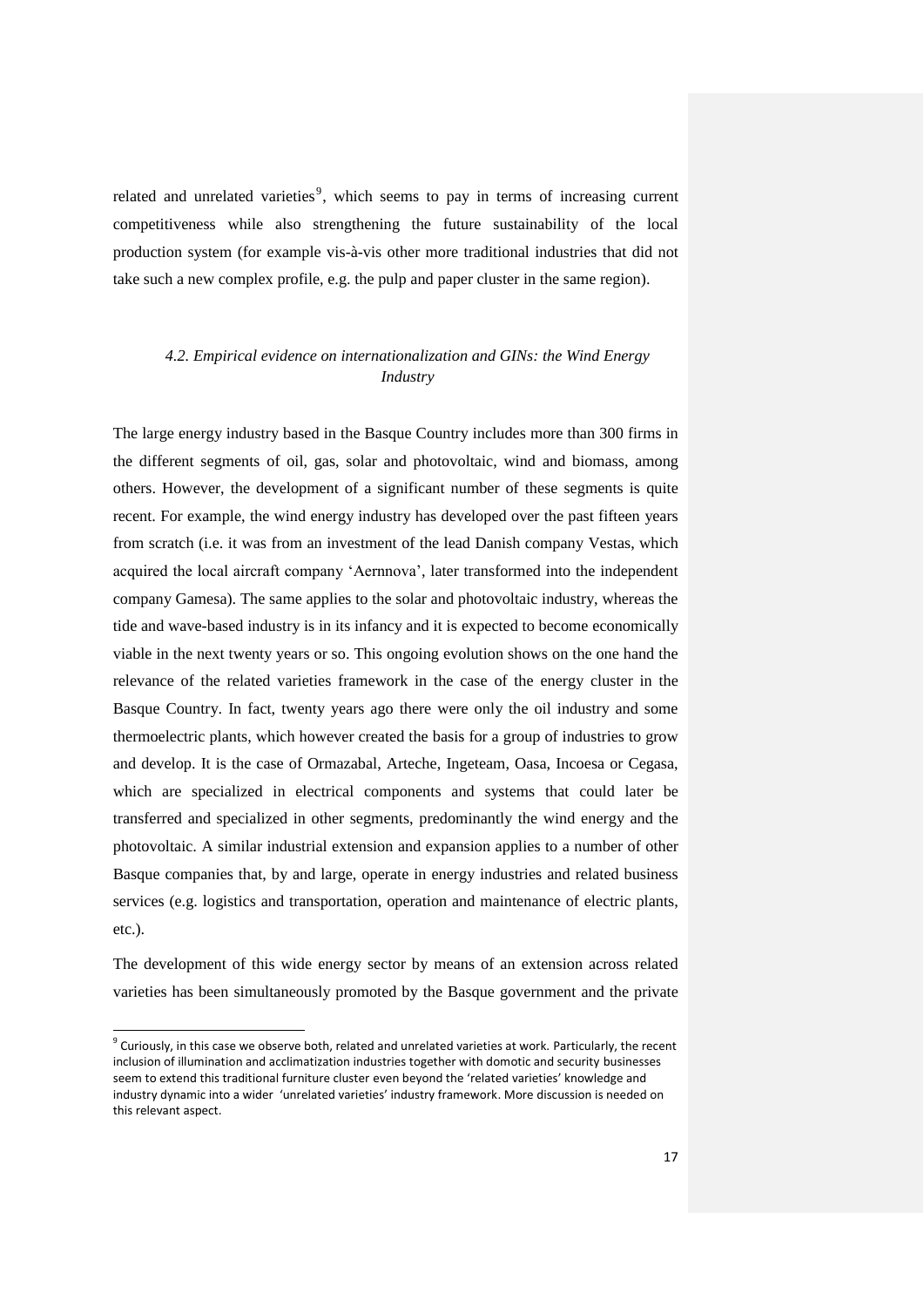related and unrelated varieties[9], which seems to pay in terms of increasing current competitiveness while also strengthening the future sustainability of the local production system (for example vis-à-vis other more traditional industries that did not take such a new complex profile, e.g. the pulp and paper cluster in the same region).

### *4.2. Empirical evidence on internationalization and GINs: the Wind Energy Industry*

The large energy industry based in the Basque Country includes more than 300 firms in the different segments of oil, gas, solar and photovoltaic, wind and biomass, among others. However, the development of a significant number of these segments is quite recent. For example, the wind energy industry has developed over the past fifteen years from scratch (i.e. it was from an investment of the lead Danish company Vestas, which acquired the local aircraft company 'Aernnova', later transformed into the independent company Gamesa). The same applies to the solar and photovoltaic industry, whereas the tide and wave-based industry is in its infancy and it is expected to become economically viable in the next twenty years or so. This ongoing evolution shows on the one hand the relevance of the related varieties framework in the case of the energy cluster in the Basque Country. In fact, twenty years ago there were only the oil industry and some thermoelectric plants, which however created the basis for a group of industries to grow and develop. It is the case of Ormazabal, Arteche, Ingeteam, Oasa, Incoesa or Cegasa, which are specialized in electrical components and systems that could later be transferred and specialized in other segments, predominantly the wind energy and the photovoltaic. A similar industrial extension and expansion applies to a number of other Basque companies that, by and large, operate in energy industries and related business services (e.g. logistics and transportation, operation and maintenance of electric plants, etc.).

The development of this wide energy sector by means of an extension across related varieties has been simultaneously promoted by the Basque government and the private

[9] Curiously, in this case we observe both, related and unrelated varieties at work. Particularly, the recent inclusion of illumination and acclimatization industries together with domotic and security businesses seem to extend this traditional furniture cluster even beyond the 'related varieties' knowledge and industry dynamic into a wider 'unrelated varieties' industry framework. More discussion is needed on this relevant aspect.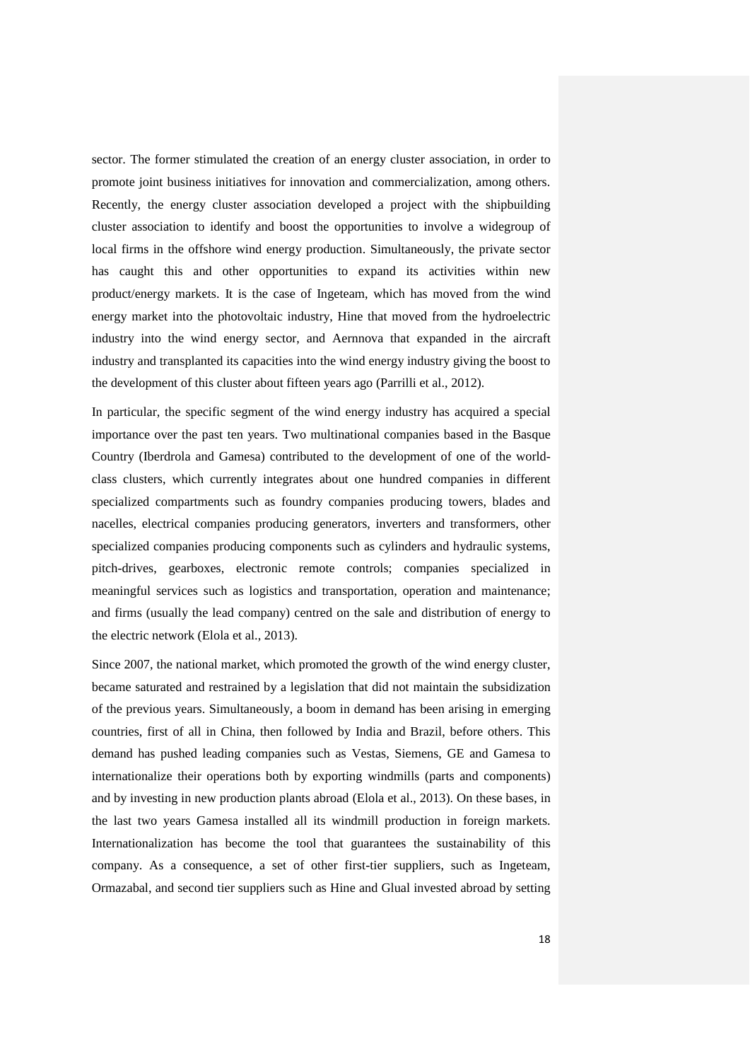sector. The former stimulated the creation of an energy cluster association, in order to promote joint business initiatives for innovation and commercialization, among others. Recently, the energy cluster association developed a project with the shipbuilding cluster association to identify and boost the opportunities to involve a widegroup of local firms in the offshore wind energy production. Simultaneously, the private sector has caught this and other opportunities to expand its activities within new product/energy markets. It is the case of Ingeteam, which has moved from the wind energy market into the photovoltaic industry, Hine that moved from the hydroelectric industry into the wind energy sector, and Aernnova that expanded in the aircraft industry and transplanted its capacities into the wind energy industry giving the boost to the development of this cluster about fifteen years ago (Parrilli et al., 2012).

In particular, the specific segment of the wind energy industry has acquired a special importance over the past ten years. Two multinational companies based in the Basque Country (Iberdrola and Gamesa) contributed to the development of one of the world-class clusters, which currently integrates about one hundred companies in different specialized compartments such as foundry companies producing towers, blades and nacelles, electrical companies producing generators, inverters and transformers, other specialized companies producing components such as cylinders and hydraulic systems, pitch-drives, gearboxes, electronic remote controls; companies specialized in meaningful services such as logistics and transportation, operation and maintenance; and firms (usually the lead company) centred on the sale and distribution of energy to the electric network (Elola et al., 2013).

Since 2007, the national market, which promoted the growth of the wind energy cluster, became saturated and restrained by a legislation that did not maintain the subsidization of the previous years. Simultaneously, a boom in demand has been arising in emerging countries, first of all in China, then followed by India and Brazil, before others. This demand has pushed leading companies such as Vestas, Siemens, GE and Gamesa to internationalize their operations both by exporting windmills (parts and components) and by investing in new production plants abroad (Elola et al., 2013). On these bases, in the last two years Gamesa installed all its windmill production in foreign markets. Internationalization has become the tool that guarantees the sustainability of this company. As a consequence, a set of other first-tier suppliers, such as Ingeteam, Ormazabal, and second tier suppliers such as Hine and Glual invested abroad by setting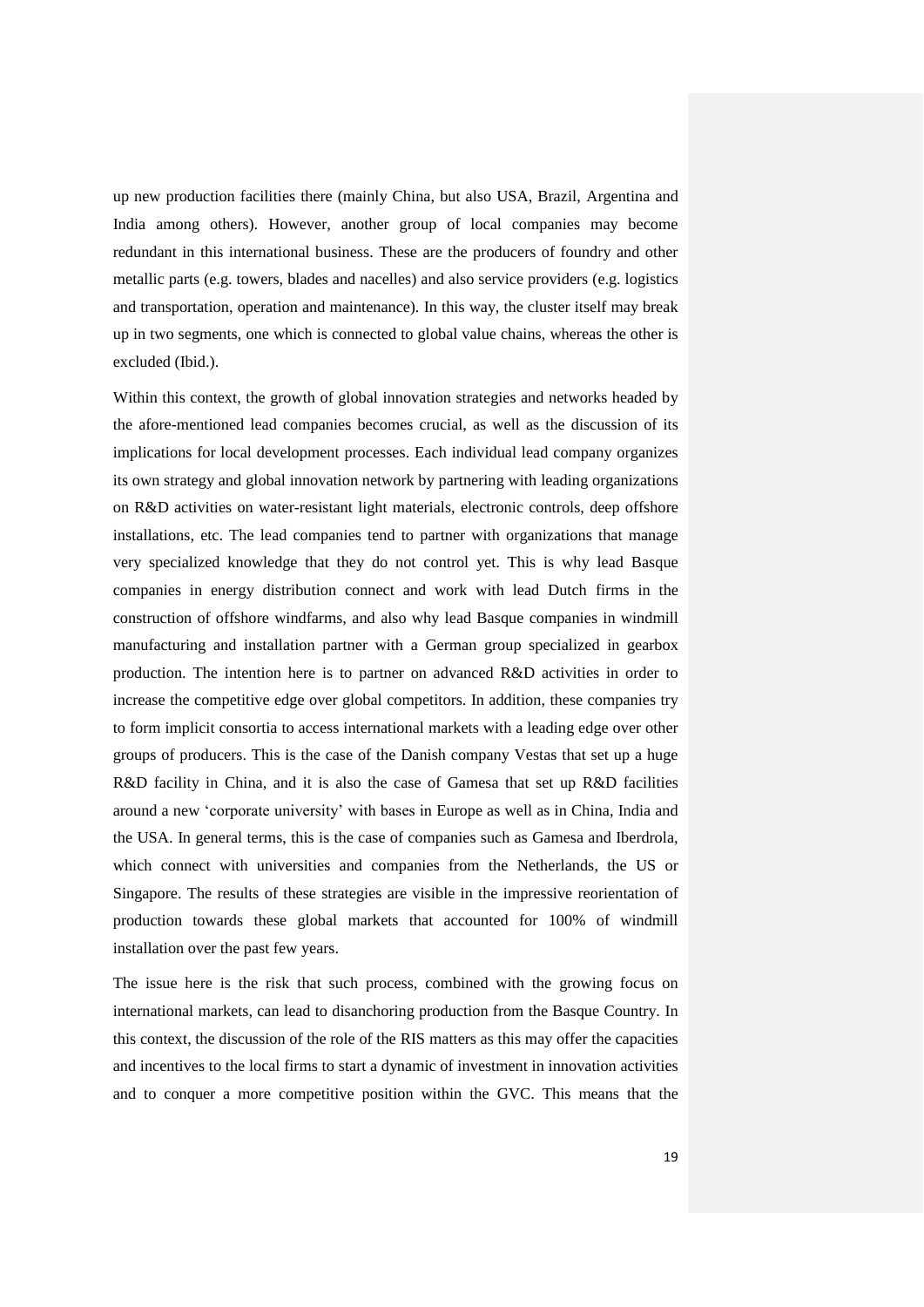up new production facilities there (mainly China, but also USA, Brazil, Argentina and India among others). However, another group of local companies may become redundant in this international business. These are the producers of foundry and other metallic parts (e.g. towers, blades and nacelles) and also service providers (e.g. logistics and transportation, operation and maintenance). In this way, the cluster itself may break up in two segments, one which is connected to global value chains, whereas the other is excluded (Ibid.).

Within this context, the growth of global innovation strategies and networks headed by the afore-mentioned lead companies becomes crucial, as well as the discussion of its implications for local development processes. Each individual lead company organizes its own strategy and global innovation network by partnering with leading organizations on R&D activities on water-resistant light materials, electronic controls, deep offshore installations, etc. The lead companies tend to partner with organizations that manage very specialized knowledge that they do not control yet. This is why lead Basque companies in energy distribution connect and work with lead Dutch firms in the construction of offshore windfarms, and also why lead Basque companies in windmill manufacturing and installation partner with a German group specialized in gearbox production. The intention here is to partner on advanced R&D activities in order to increase the competitive edge over global competitors. In addition, these companies try to form implicit consortia to access international markets with a leading edge over other groups of producers. This is the case of the Danish company Vestas that set up a huge R&D facility in China, and it is also the case of Gamesa that set up R&D facilities around a new 'corporate university' with bases in Europe as well as in China, India and the USA. In general terms, this is the case of companies such as Gamesa and Iberdrola, which connect with universities and companies from the Netherlands, the US or Singapore. The results of these strategies are visible in the impressive reorientation of production towards these global markets that accounted for 100% of windmill installation over the past few years.

The issue here is the risk that such process, combined with the growing focus on international markets, can lead to disanchoring production from the Basque Country. In this context, the discussion of the role of the RIS matters as this may offer the capacities and incentives to the local firms to start a dynamic of investment in innovation activities and to conquer a more competitive position within the GVC. This means that the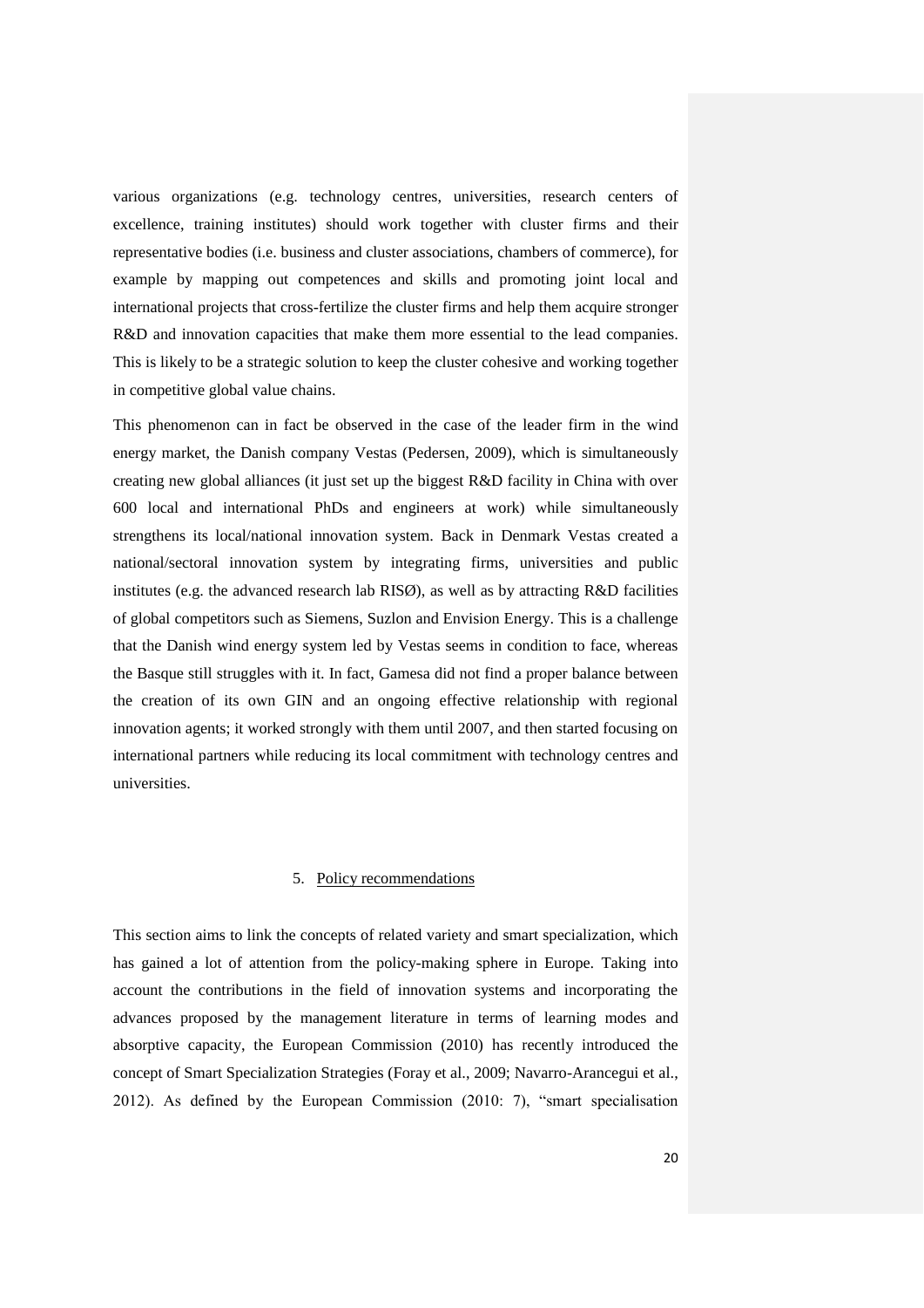various organizations (e.g. technology centres, universities, research centers of excellence, training institutes) should work together with cluster firms and their representative bodies (i.e. business and cluster associations, chambers of commerce), for example by mapping out competences and skills and promoting joint local and international projects that cross-fertilize the cluster firms and help them acquire stronger R&D and innovation capacities that make them more essential to the lead companies. This is likely to be a strategic solution to keep the cluster cohesive and working together in competitive global value chains.

This phenomenon can in fact be observed in the case of the leader firm in the wind energy market, the Danish company Vestas (Pedersen, 2009), which is simultaneously creating new global alliances (it just set up the biggest R&D facility in China with over 600 local and international PhDs and engineers at work) while simultaneously strengthens its local/national innovation system. Back in Denmark Vestas created a national/sectoral innovation system by integrating firms, universities and public institutes (e.g. the advanced research lab RISØ), as well as by attracting R&D facilities of global competitors such as Siemens, Suzlon and Envision Energy. This is a challenge that the Danish wind energy system led by Vestas seems in condition to face, whereas the Basque still struggles with it. In fact, Gamesa did not find a proper balance between the creation of its own GIN and an ongoing effective relationship with regional innovation agents; it worked strongly with them until 2007, and then started focusing on international partners while reducing its local commitment with technology centres and universities.

## 5. Policy recommendations

This section aims to link the concepts of related variety and smart specialization, which has gained a lot of attention from the policy-making sphere in Europe. Taking into account the contributions in the field of innovation systems and incorporating the advances proposed by the management literature in terms of learning modes and absorptive capacity, the European Commission (2010) has recently introduced the concept of Smart Specialization Strategies (Foray et al., 2009; Navarro-Arancegui et al., 2012). As defined by the European Commission (2010: 7), "smart specialisation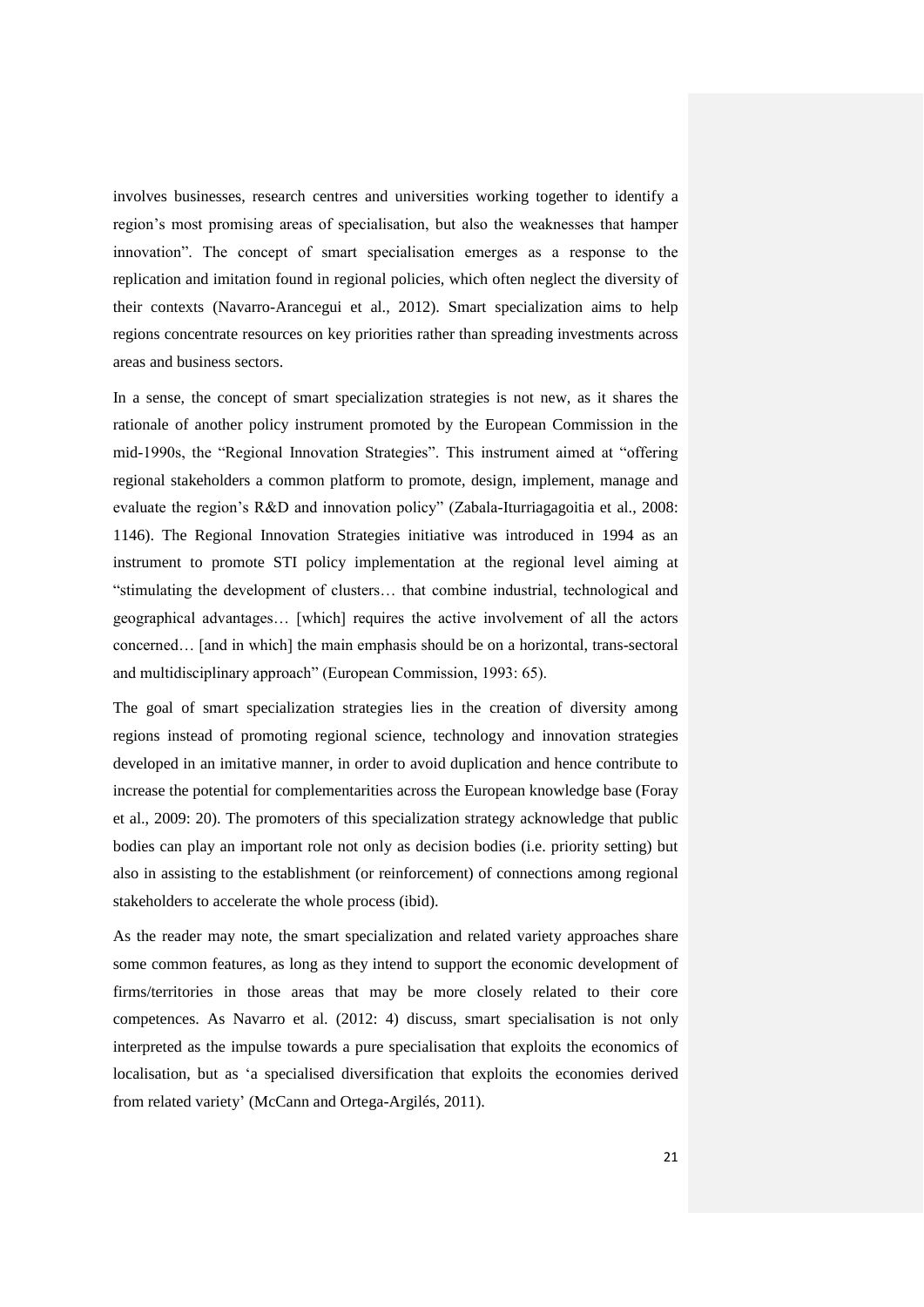involves businesses, research centres and universities working together to identify a region's most promising areas of specialisation, but also the weaknesses that hamper innovation". The concept of smart specialisation emerges as a response to the replication and imitation found in regional policies, which often neglect the diversity of their contexts (Navarro-Arancegui et al., 2012). Smart specialization aims to help regions concentrate resources on key priorities rather than spreading investments across areas and business sectors.

In a sense, the concept of smart specialization strategies is not new, as it shares the rationale of another policy instrument promoted by the European Commission in the mid-1990s, the "Regional Innovation Strategies". This instrument aimed at "offering regional stakeholders a common platform to promote, design, implement, manage and evaluate the region's R&D and innovation policy" (Zabala-Iturriagagoitia et al., 2008: 1146). The Regional Innovation Strategies initiative was introduced in 1994 as an instrument to promote STI policy implementation at the regional level aiming at "stimulating the development of clusters… that combine industrial, technological and geographical advantages… [which] requires the active involvement of all the actors concerned… [and in which] the main emphasis should be on a horizontal, trans-sectoral and multidisciplinary approach" (European Commission, 1993: 65).

The goal of smart specialization strategies lies in the creation of diversity among regions instead of promoting regional science, technology and innovation strategies developed in an imitative manner, in order to avoid duplication and hence contribute to increase the potential for complementarities across the European knowledge base (Foray et al., 2009: 20). The promoters of this specialization strategy acknowledge that public bodies can play an important role not only as decision bodies (i.e. priority setting) but also in assisting to the establishment (or reinforcement) of connections among regional stakeholders to accelerate the whole process (ibid).

As the reader may note, the smart specialization and related variety approaches share some common features, as long as they intend to support the economic development of firms/territories in those areas that may be more closely related to their core competences. As Navarro et al. (2012: 4) discuss, smart specialisation is not only interpreted as the impulse towards a pure specialisation that exploits the economics of localisation, but as 'a specialised diversification that exploits the economies derived from related variety' (McCann and Ortega-Argilés, 2011).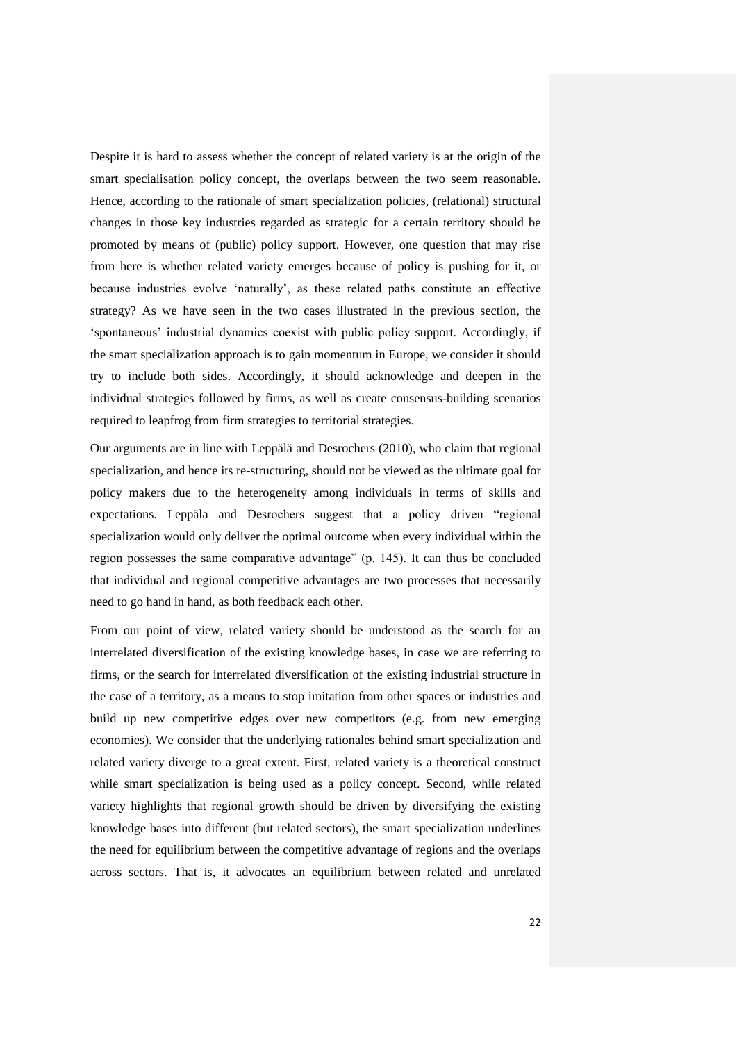Despite it is hard to assess whether the concept of related variety is at the origin of the smart specialisation policy concept, the overlaps between the two seem reasonable. Hence, according to the rationale of smart specialization policies, (relational) structural changes in those key industries regarded as strategic for a certain territory should be promoted by means of (public) policy support. However, one question that may rise from here is whether related variety emerges because of policy is pushing for it, or because industries evolve 'naturally', as these related paths constitute an effective strategy? As we have seen in the two cases illustrated in the previous section, the 'spontaneous' industrial dynamics coexist with public policy support. Accordingly, if the smart specialization approach is to gain momentum in Europe, we consider it should try to include both sides. Accordingly, it should acknowledge and deepen in the individual strategies followed by firms, as well as create consensus-building scenarios required to leapfrog from firm strategies to territorial strategies.

Our arguments are in line with Leppälä and Desrochers (2010), who claim that regional specialization, and hence its re-structuring, should not be viewed as the ultimate goal for policy makers due to the heterogeneity among individuals in terms of skills and expectations. Leppäla and Desrochers suggest that a policy driven "regional specialization would only deliver the optimal outcome when every individual within the region possesses the same comparative advantage" (p. 145). It can thus be concluded that individual and regional competitive advantages are two processes that necessarily need to go hand in hand, as both feedback each other.

From our point of view, related variety should be understood as the search for an interrelated diversification of the existing knowledge bases, in case we are referring to firms, or the search for interrelated diversification of the existing industrial structure in the case of a territory, as a means to stop imitation from other spaces or industries and build up new competitive edges over new competitors (e.g. from new emerging economies). We consider that the underlying rationales behind smart specialization and related variety diverge to a great extent. First, related variety is a theoretical construct while smart specialization is being used as a policy concept. Second, while related variety highlights that regional growth should be driven by diversifying the existing knowledge bases into different (but related sectors), the smart specialization underlines the need for equilibrium between the competitive advantage of regions and the overlaps across sectors. That is, it advocates an equilibrium between related and unrelated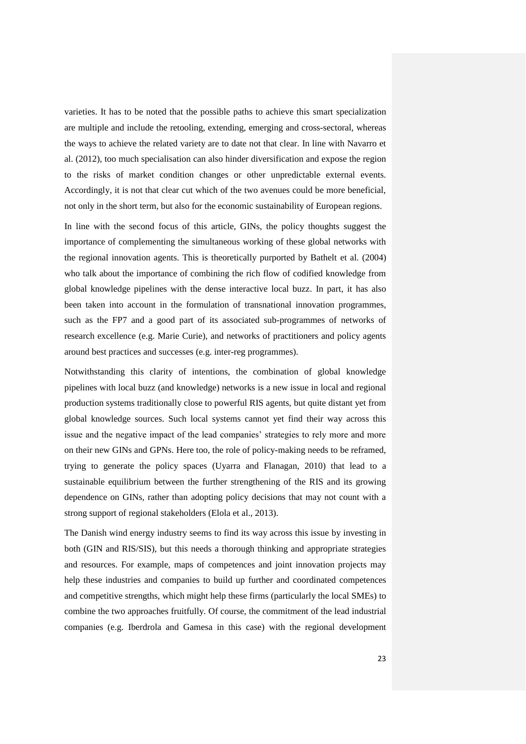varieties. It has to be noted that the possible paths to achieve this smart specialization are multiple and include the retooling, extending, emerging and cross-sectoral, whereas the ways to achieve the related variety are to date not that clear. In line with Navarro et al. (2012), too much specialisation can also hinder diversification and expose the region to the risks of market condition changes or other unpredictable external events. Accordingly, it is not that clear cut which of the two avenues could be more beneficial, not only in the short term, but also for the economic sustainability of European regions.

In line with the second focus of this article, GINs, the policy thoughts suggest the importance of complementing the simultaneous working of these global networks with the regional innovation agents. This is theoretically purported by Bathelt et al. (2004) who talk about the importance of combining the rich flow of codified knowledge from global knowledge pipelines with the dense interactive local buzz. In part, it has also been taken into account in the formulation of transnational innovation programmes, such as the FP7 and a good part of its associated sub-programmes of networks of research excellence (e.g. Marie Curie), and networks of practitioners and policy agents around best practices and successes (e.g. inter-reg programmes).

Notwithstanding this clarity of intentions, the combination of global knowledge pipelines with local buzz (and knowledge) networks is a new issue in local and regional production systems traditionally close to powerful RIS agents, but quite distant yet from global knowledge sources. Such local systems cannot yet find their way across this issue and the negative impact of the lead companies' strategies to rely more and more on their new GINs and GPNs. Here too, the role of policy-making needs to be reframed, trying to generate the policy spaces (Uyarra and Flanagan, 2010) that lead to a sustainable equilibrium between the further strengthening of the RIS and its growing dependence on GINs, rather than adopting policy decisions that may not count with a strong support of regional stakeholders (Elola et al., 2013).

The Danish wind energy industry seems to find its way across this issue by investing in both (GIN and RIS/SIS), but this needs a thorough thinking and appropriate strategies and resources. For example, maps of competences and joint innovation projects may help these industries and companies to build up further and coordinated competences and competitive strengths, which might help these firms (particularly the local SMEs) to combine the two approaches fruitfully. Of course, the commitment of the lead industrial companies (e.g. Iberdrola and Gamesa in this case) with the regional development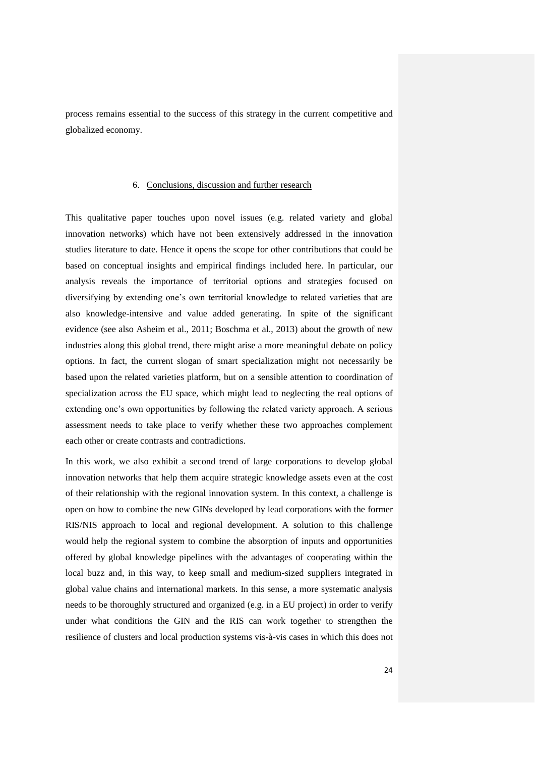process remains essential to the success of this strategy in the current competitive and globalized economy.

## 6. Conclusions, discussion and further research

This qualitative paper touches upon novel issues (e.g. related variety and global innovation networks) which have not been extensively addressed in the innovation studies literature to date. Hence it opens the scope for other contributions that could be based on conceptual insights and empirical findings included here. In particular, our analysis reveals the importance of territorial options and strategies focused on diversifying by extending one's own territorial knowledge to related varieties that are also knowledge-intensive and value added generating. In spite of the significant evidence (see also Asheim et al., 2011; Boschma et al., 2013) about the growth of new industries along this global trend, there might arise a more meaningful debate on policy options. In fact, the current slogan of smart specialization might not necessarily be based upon the related varieties platform, but on a sensible attention to coordination of specialization across the EU space, which might lead to neglecting the real options of extending one's own opportunities by following the related variety approach. A serious assessment needs to take place to verify whether these two approaches complement each other or create contrasts and contradictions.

In this work, we also exhibit a second trend of large corporations to develop global innovation networks that help them acquire strategic knowledge assets even at the cost of their relationship with the regional innovation system. In this context, a challenge is open on how to combine the new GINs developed by lead corporations with the former RIS/NIS approach to local and regional development. A solution to this challenge would help the regional system to combine the absorption of inputs and opportunities offered by global knowledge pipelines with the advantages of cooperating within the local buzz and, in this way, to keep small and medium-sized suppliers integrated in global value chains and international markets. In this sense, a more systematic analysis needs to be thoroughly structured and organized (e.g. in a EU project) in order to verify under what conditions the GIN and the RIS can work together to strengthen the resilience of clusters and local production systems vis-à-vis cases in which this does not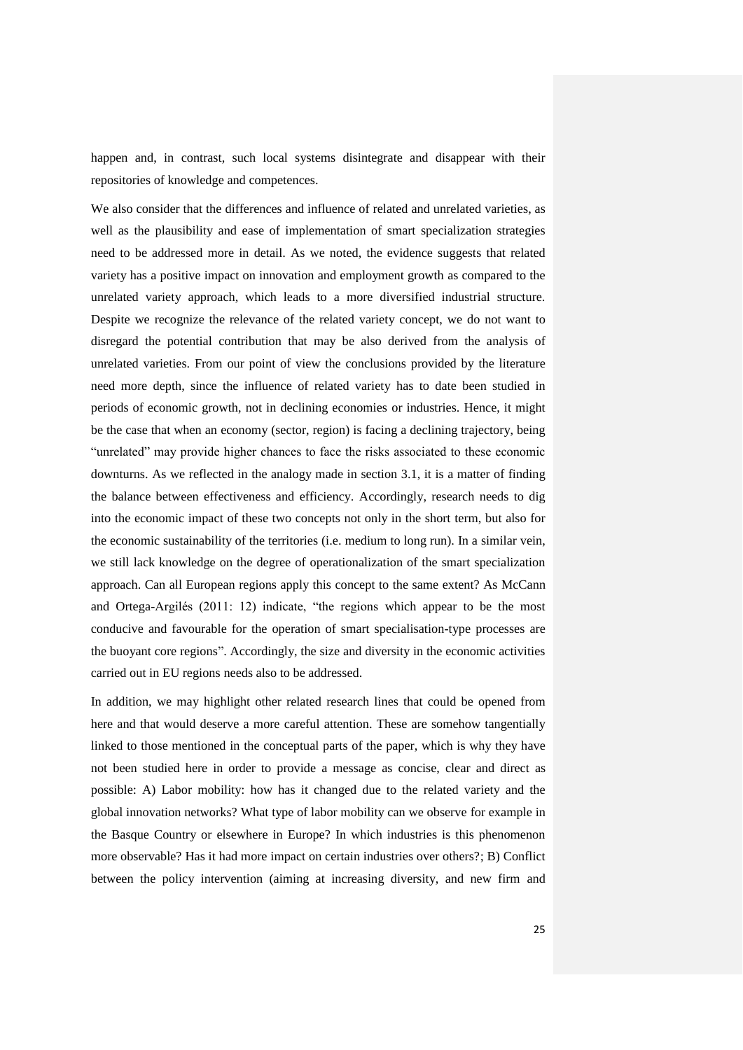happen and, in contrast, such local systems disintegrate and disappear with their repositories of knowledge and competences.

We also consider that the differences and influence of related and unrelated varieties, as well as the plausibility and ease of implementation of smart specialization strategies need to be addressed more in detail. As we noted, the evidence suggests that related variety has a positive impact on innovation and employment growth as compared to the unrelated variety approach, which leads to a more diversified industrial structure. Despite we recognize the relevance of the related variety concept, we do not want to disregard the potential contribution that may be also derived from the analysis of unrelated varieties. From our point of view the conclusions provided by the literature need more depth, since the influence of related variety has to date been studied in periods of economic growth, not in declining economies or industries. Hence, it might be the case that when an economy (sector, region) is facing a declining trajectory, being "unrelated" may provide higher chances to face the risks associated to these economic downturns. As we reflected in the analogy made in section 3.1, it is a matter of finding the balance between effectiveness and efficiency. Accordingly, research needs to dig into the economic impact of these two concepts not only in the short term, but also for the economic sustainability of the territories (i.e. medium to long run). In a similar vein, we still lack knowledge on the degree of operationalization of the smart specialization approach. Can all European regions apply this concept to the same extent? As McCann and Ortega-Argilés (2011: 12) indicate, "the regions which appear to be the most conducive and favourable for the operation of smart specialisation-type processes are the buoyant core regions". Accordingly, the size and diversity in the economic activities carried out in EU regions needs also to be addressed.

In addition, we may highlight other related research lines that could be opened from here and that would deserve a more careful attention. These are somehow tangentially linked to those mentioned in the conceptual parts of the paper, which is why they have not been studied here in order to provide a message as concise, clear and direct as possible: A) Labor mobility: how has it changed due to the related variety and the global innovation networks? What type of labor mobility can we observe for example in the Basque Country or elsewhere in Europe? In which industries is this phenomenon more observable? Has it had more impact on certain industries over others?; B) Conflict between the policy intervention (aiming at increasing diversity, and new firm and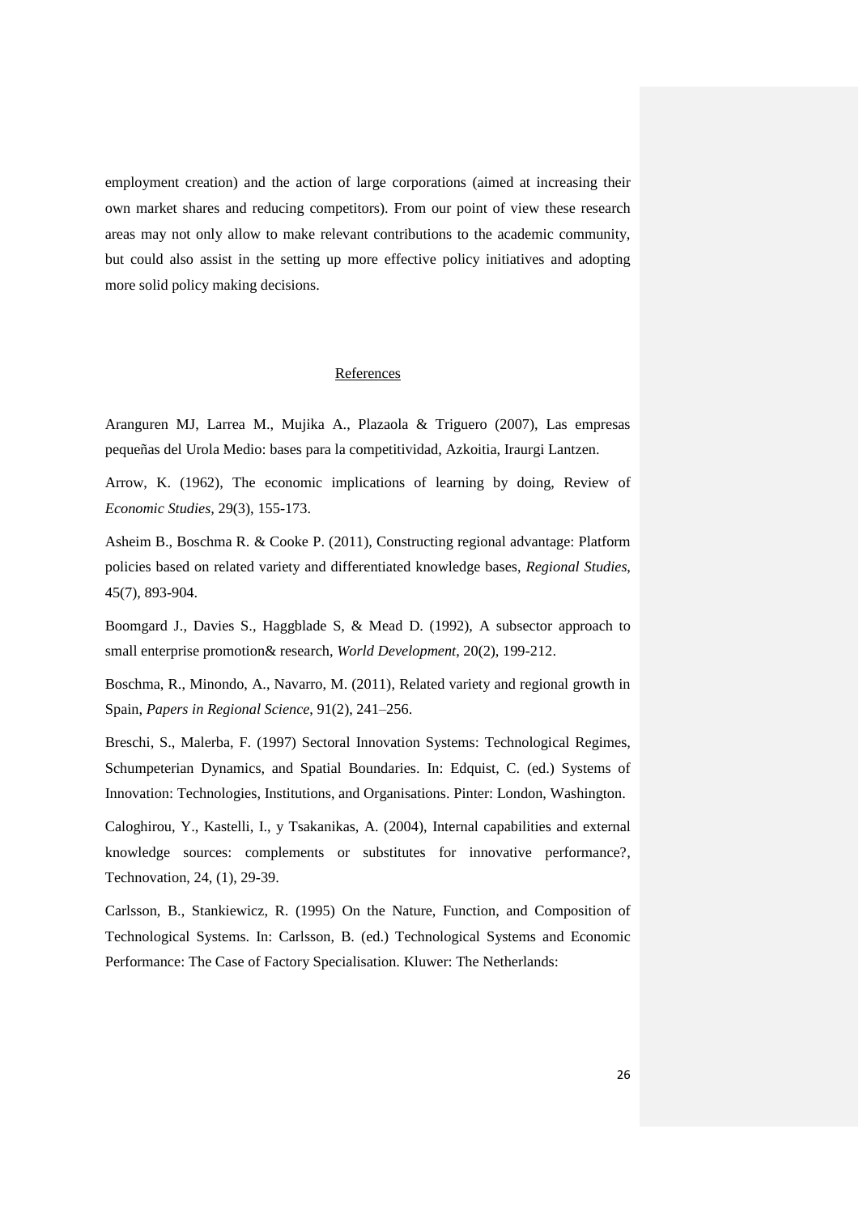employment creation) and the action of large corporations (aimed at increasing their own market shares and reducing competitors). From our point of view these research areas may not only allow to make relevant contributions to the academic community, but could also assist in the setting up more effective policy initiatives and adopting more solid policy making decisions.

## References

Aranguren MJ, Larrea M., Mujika A., Plazaola & Triguero (2007), Las empresas pequeñas del Urola Medio: bases para la competitividad, Azkoitia, Iraurgi Lantzen.

Arrow, K. (1962), The economic implications of learning by doing, Review of *Economic Studies*, 29(3), 155-173.

Asheim B., Boschma R. & Cooke P. (2011), Constructing regional advantage: Platform policies based on related variety and differentiated knowledge bases, *Regional Studies*, 45(7), 893-904.

Boomgard J., Davies S., Haggblade S, & Mead D. (1992), A subsector approach to small enterprise promotion& research, *World Development*, 20(2), 199-212.

Boschma, R., Minondo, A., Navarro, M. (2011), Related variety and regional growth in Spain, *Papers in Regional Science*, 91(2), 241–256.

Breschi, S., Malerba, F. (1997) Sectoral Innovation Systems: Technological Regimes, Schumpeterian Dynamics, and Spatial Boundaries. In: Edquist, C. (ed.) Systems of Innovation: Technologies, Institutions, and Organisations. Pinter: London, Washington.

Caloghirou, Y., Kastelli, I., y Tsakanikas, A. (2004), Internal capabilities and external knowledge sources: complements or substitutes for innovative performance?, Technovation, 24, (1), 29-39.

Carlsson, B., Stankiewicz, R. (1995) On the Nature, Function, and Composition of Technological Systems. In: Carlsson, B. (ed.) Technological Systems and Economic Performance: The Case of Factory Specialisation. Kluwer: The Netherlands: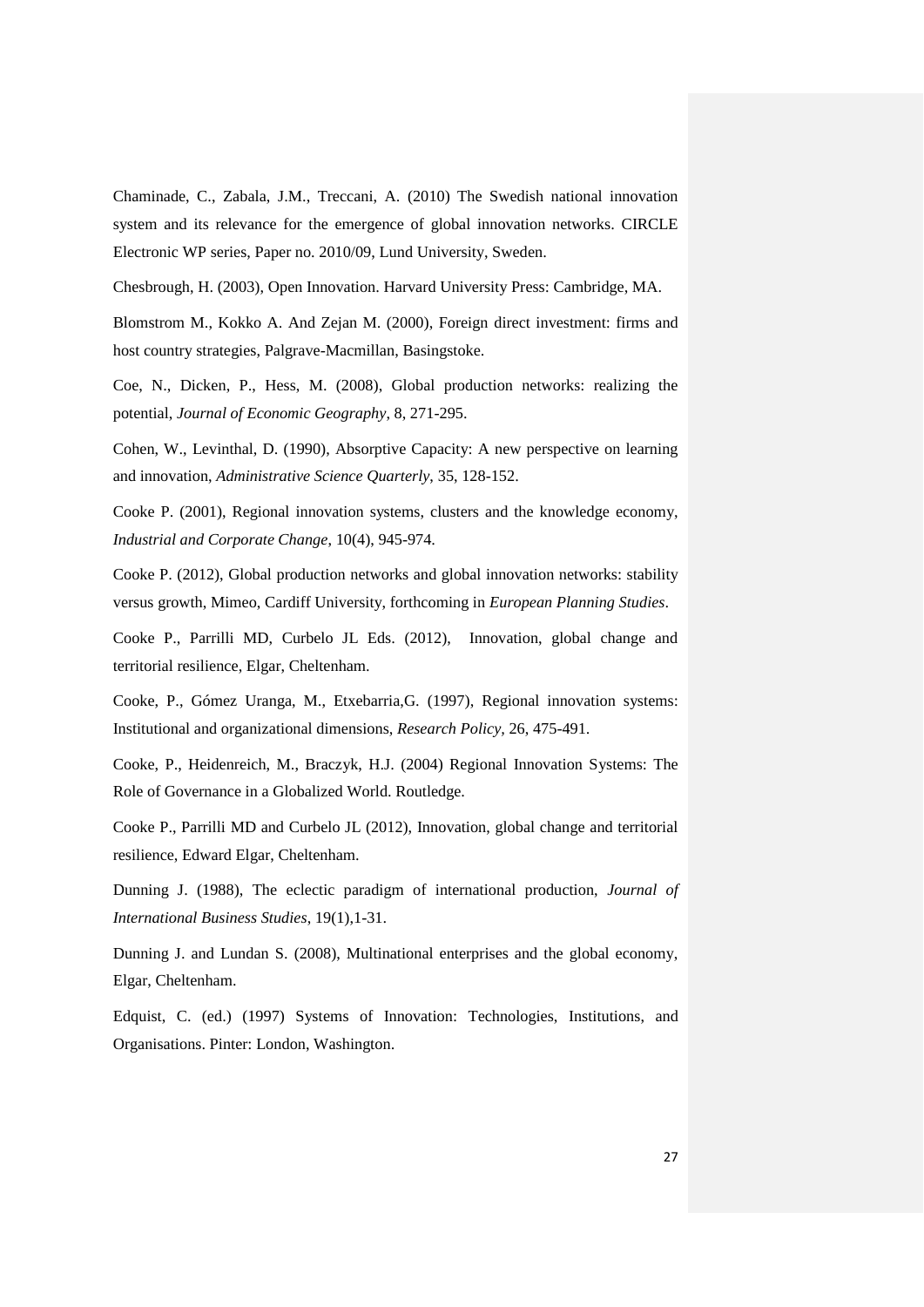Chaminade, C., Zabala, J.M., Treccani, A. (2010) The Swedish national innovation system and its relevance for the emergence of global innovation networks. CIRCLE Electronic WP series, Paper no. 2010/09, Lund University, Sweden.

Chesbrough, H. (2003), Open Innovation. Harvard University Press: Cambridge, MA.

Blomstrom M., Kokko A. And Zejan M. (2000), Foreign direct investment: firms and host country strategies, Palgrave-Macmillan, Basingstoke.

Coe, N., Dicken, P., Hess, M. (2008), Global production networks: realizing the potential, *Journal of Economic Geography*, 8, 271-295.

Cohen, W., Levinthal, D. (1990), Absorptive Capacity: A new perspective on learning and innovation, *Administrative Science Quarterly*, 35, 128-152.

Cooke P. (2001), Regional innovation systems, clusters and the knowledge economy, *Industrial and Corporate Change*, 10(4), 945-974.

Cooke P. (2012), Global production networks and global innovation networks: stability versus growth, Mimeo, Cardiff University, forthcoming in *European Planning Studies*.

Cooke P., Parrilli MD, Curbelo JL Eds. (2012), Innovation, global change and territorial resilience, Elgar, Cheltenham.

Cooke, P., Gómez Uranga, M., Etxebarria,G. (1997), Regional innovation systems: Institutional and organizational dimensions, *Research Policy*, 26, 475-491.

Cooke, P., Heidenreich, M., Braczyk, H.J. (2004) Regional Innovation Systems: The Role of Governance in a Globalized World. Routledge.

Cooke P., Parrilli MD and Curbelo JL (2012), Innovation, global change and territorial resilience, Edward Elgar, Cheltenham.

Dunning J. (1988), The eclectic paradigm of international production, *Journal of International Business Studies*, 19(1),1-31.

Dunning J. and Lundan S. (2008), Multinational enterprises and the global economy, Elgar, Cheltenham.

Edquist, C. (ed.) (1997) Systems of Innovation: Technologies, Institutions, and Organisations. Pinter: London, Washington.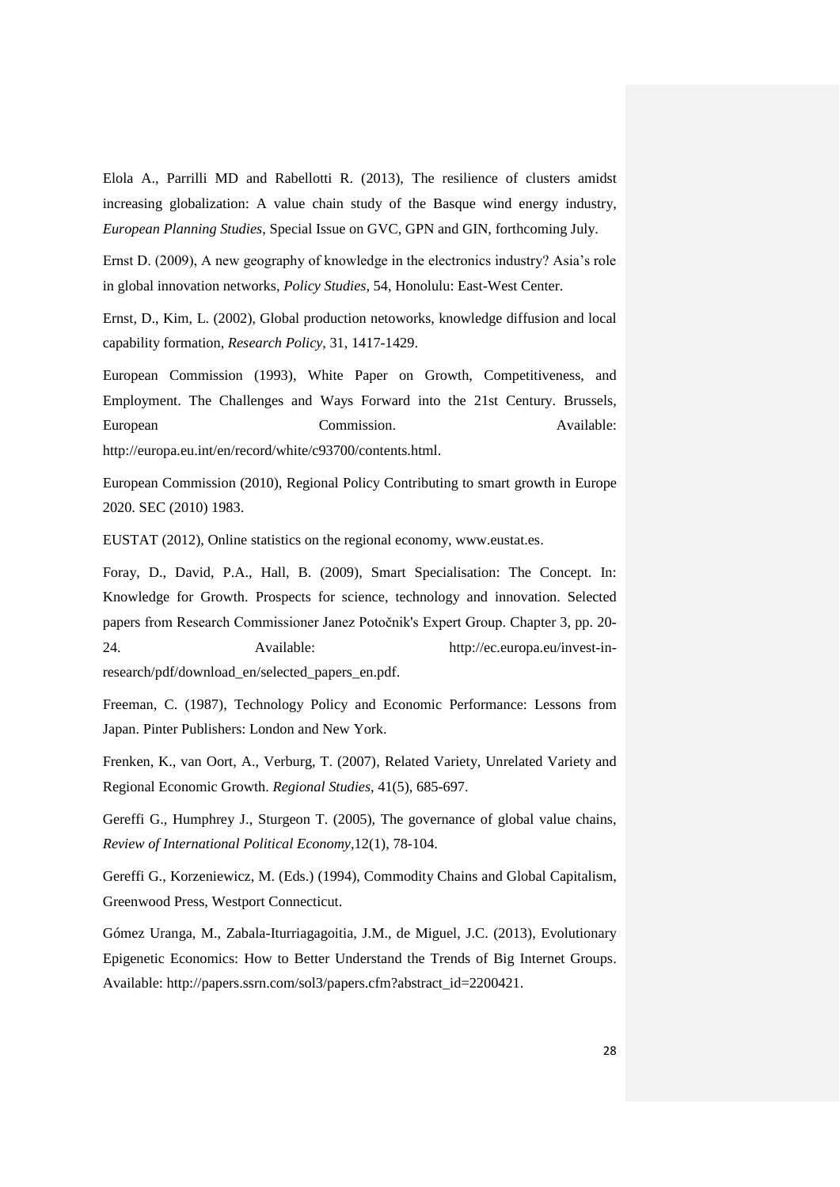Elola A., Parrilli MD and Rabellotti R. (2013), The resilience of clusters amidst increasing globalization: A value chain study of the Basque wind energy industry, *European Planning Studies*, Special Issue on GVC, GPN and GIN, forthcoming July.

Ernst D. (2009), A new geography of knowledge in the electronics industry? Asia's role in global innovation networks, *Policy Studies*, 54, Honolulu: East-West Center.

Ernst, D., Kim, L. (2002), Global production netoworks, knowledge diffusion and local capability formation, *Research Policy*, 31, 1417-1429.

European Commission (1993), White Paper on Growth, Competitiveness, and Employment. The Challenges and Ways Forward into the 21st Century. Brussels, European Commission. Available: http://europa.eu.int/en/record/white/c93700/contents.html.

European Commission (2010), Regional Policy Contributing to smart growth in Europe 2020. SEC (2010) 1983.

EUSTAT (2012), Online statistics on the regional economy, www.eustat.es.

Foray, D., David, P.A., Hall, B. (2009), Smart Specialisation: The Concept. In: Knowledge for Growth. Prospects for science, technology and innovation. Selected papers from Research Commissioner Janez Potočnik's Expert Group. Chapter 3, pp. 20-24. Available: http://ec.europa.eu/invest-in-research/pdf/download_en/selected_papers_en.pdf.

Freeman, C. (1987), Technology Policy and Economic Performance: Lessons from Japan. Pinter Publishers: London and New York.

Frenken, K., van Oort, A., Verburg, T. (2007), Related Variety, Unrelated Variety and Regional Economic Growth. *Regional Studies*, 41(5), 685-697.

Gereffi G., Humphrey J., Sturgeon T. (2005), The governance of global value chains, *Review of International Political Economy*,12(1), 78-104.

Gereffi G., Korzeniewicz, M. (Eds.) (1994), Commodity Chains and Global Capitalism, Greenwood Press, Westport Connecticut.

Gómez Uranga, M., Zabala-Iturriagagoitia, J.M., de Miguel, J.C. (2013), Evolutionary Epigenetic Economics: How to Better Understand the Trends of Big Internet Groups. Available: http://papers.ssrn.com/sol3/papers.cfm?abstract_id=2200421.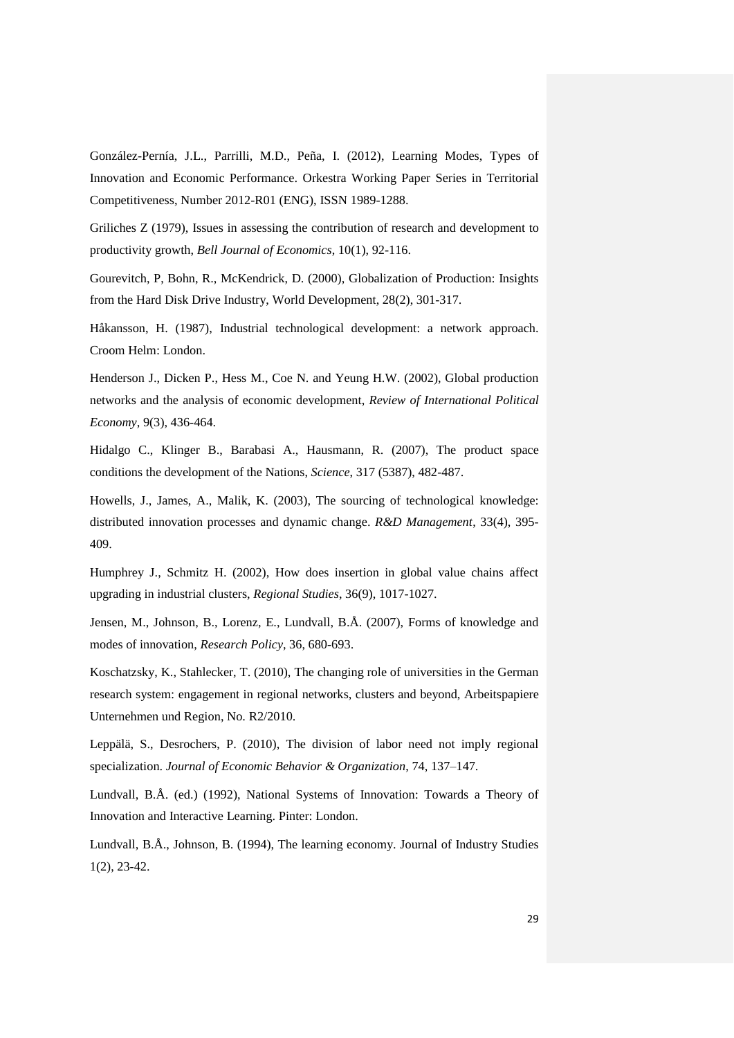González-Pernía, J.L., Parrilli, M.D., Peña, I. (2012), Learning Modes, Types of Innovation and Economic Performance. Orkestra Working Paper Series in Territorial Competitiveness, Number 2012-R01 (ENG), ISSN 1989-1288.

Griliches Z (1979), Issues in assessing the contribution of research and development to productivity growth, *Bell Journal of Economics*, 10(1), 92-116.

Gourevitch, P, Bohn, R., McKendrick, D. (2000), Globalization of Production: Insights from the Hard Disk Drive Industry, World Development, 28(2), 301-317.

Håkansson, H. (1987), Industrial technological development: a network approach. Croom Helm: London.

Henderson J., Dicken P., Hess M., Coe N. and Yeung H.W. (2002), Global production networks and the analysis of economic development, *Review of International Political Economy*, 9(3), 436-464.

Hidalgo C., Klinger B., Barabasi A., Hausmann, R. (2007), The product space conditions the development of the Nations, *Science*, 317 (5387), 482-487.

Howells, J., James, A., Malik, K. (2003), The sourcing of technological knowledge: distributed innovation processes and dynamic change. *R&D Management*, 33(4), 395-409.

Humphrey J., Schmitz H. (2002), How does insertion in global value chains affect upgrading in industrial clusters, *Regional Studies*, 36(9), 1017-1027.

Jensen, M., Johnson, B., Lorenz, E., Lundvall, B.Å. (2007), Forms of knowledge and modes of innovation, *Research Policy*, 36, 680-693.

Koschatzsky, K., Stahlecker, T. (2010), The changing role of universities in the German research system: engagement in regional networks, clusters and beyond, Arbeitspapiere Unternehmen und Region, No. R2/2010.

Leppälä, S., Desrochers, P. (2010), The division of labor need not imply regional specialization. *Journal of Economic Behavior & Organization*, 74, 137–147.

Lundvall, B.Å. (ed.) (1992), National Systems of Innovation: Towards a Theory of Innovation and Interactive Learning. Pinter: London.

Lundvall, B.Å., Johnson, B. (1994), The learning economy. Journal of Industry Studies 1(2), 23-42.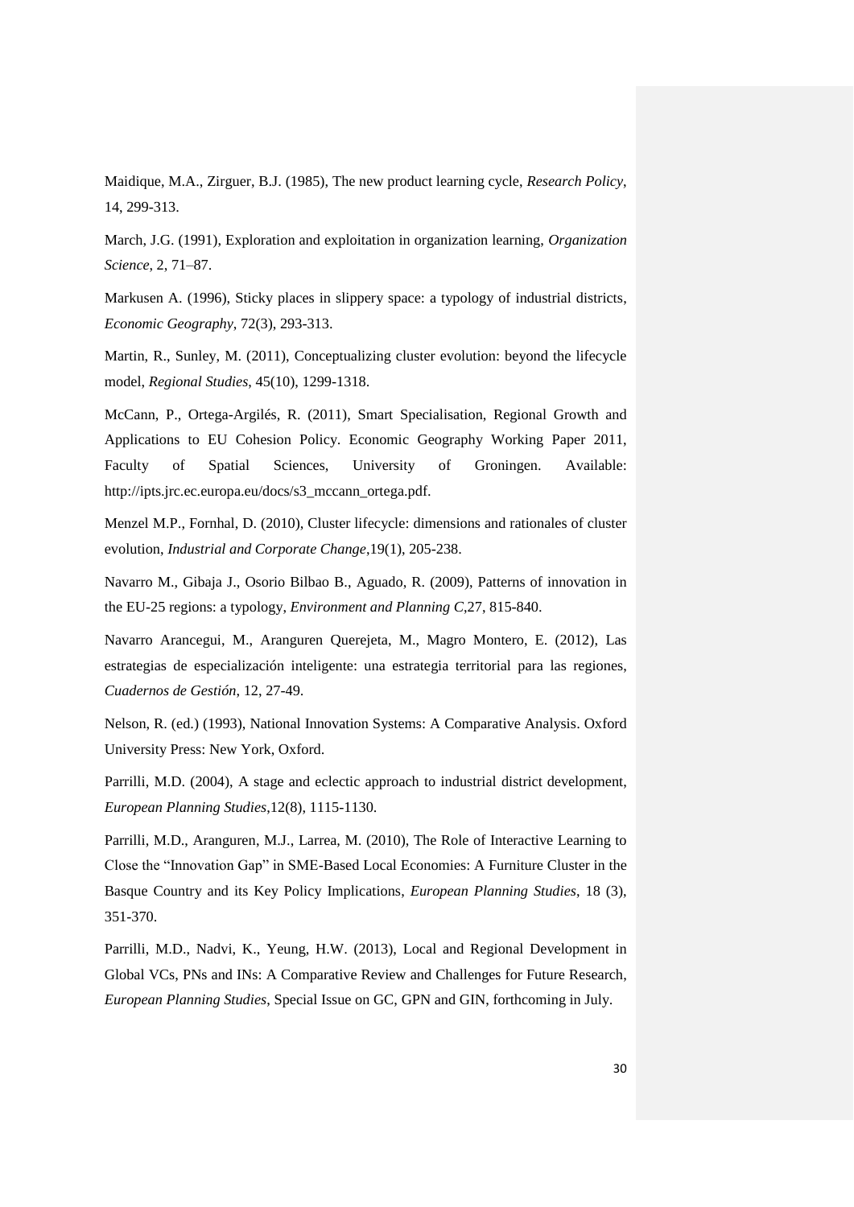Maidique, M.A., Zirguer, B.J. (1985), The new product learning cycle, *Research Policy*, 14, 299-313.

March, J.G. (1991), Exploration and exploitation in organization learning, *Organization Science*, 2, 71–87.

Markusen A. (1996), Sticky places in slippery space: a typology of industrial districts, *Economic Geography*, 72(3), 293-313.

Martin, R., Sunley, M. (2011), Conceptualizing cluster evolution: beyond the lifecycle model, *Regional Studies*, 45(10), 1299-1318.

McCann, P., Ortega-Argilés, R. (2011), Smart Specialisation, Regional Growth and Applications to EU Cohesion Policy. Economic Geography Working Paper 2011, Faculty of Spatial Sciences, University of Groningen. Available: http://ipts.jrc.ec.europa.eu/docs/s3_mccann_ortega.pdf.

Menzel M.P., Fornhal, D. (2010), Cluster lifecycle: dimensions and rationales of cluster evolution, *Industrial and Corporate Change*,19(1), 205-238.

Navarro M., Gibaja J., Osorio Bilbao B., Aguado, R. (2009), Patterns of innovation in the EU-25 regions: a typology, *Environment and Planning C*,27, 815-840.

Navarro Arancegui, M., Aranguren Querejeta, M., Magro Montero, E. (2012), Las estrategias de especialización inteligente: una estrategia territorial para las regiones, *Cuadernos de Gestión*, 12, 27-49.

Nelson, R. (ed.) (1993), National Innovation Systems: A Comparative Analysis. Oxford University Press: New York, Oxford.

Parrilli, M.D. (2004), A stage and eclectic approach to industrial district development, *European Planning Studies*,12(8), 1115-1130.

Parrilli, M.D., Aranguren, M.J., Larrea, M. (2010), The Role of Interactive Learning to Close the "Innovation Gap" in SME-Based Local Economies: A Furniture Cluster in the Basque Country and its Key Policy Implications, *European Planning Studies*, 18 (3), 351-370.

Parrilli, M.D., Nadvi, K., Yeung, H.W. (2013), Local and Regional Development in Global VCs, PNs and INs: A Comparative Review and Challenges for Future Research, *European Planning Studies*, Special Issue on GC, GPN and GIN, forthcoming in July.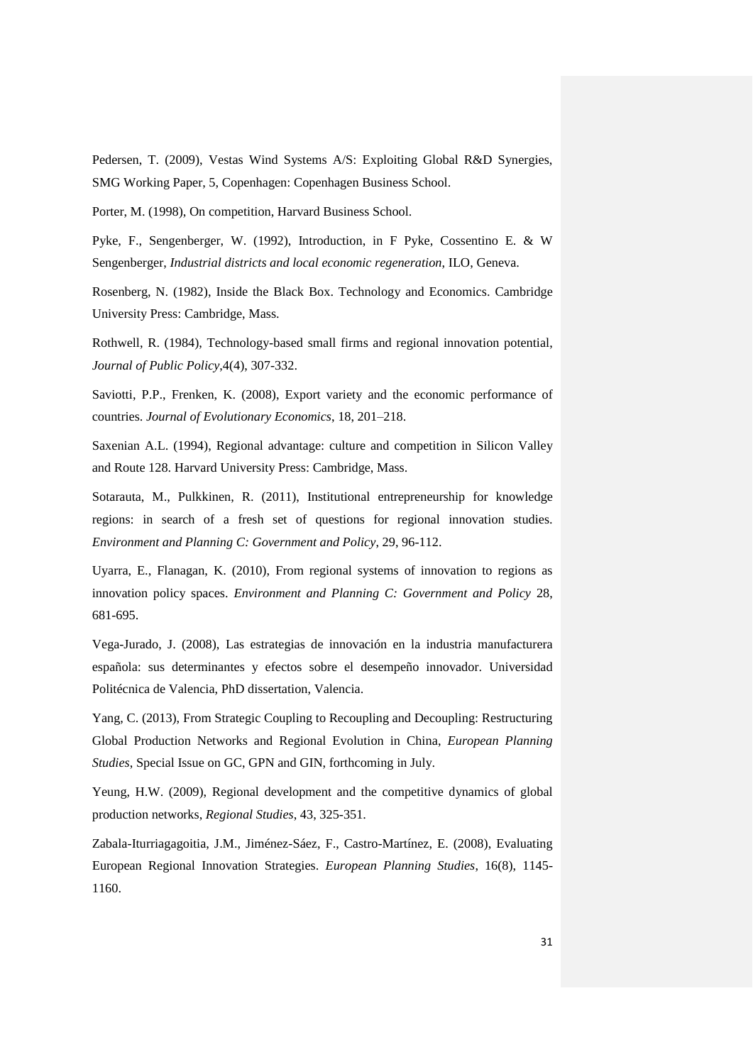Pedersen, T. (2009), Vestas Wind Systems A/S: Exploiting Global R&D Synergies, SMG Working Paper, 5, Copenhagen: Copenhagen Business School.

Porter, M. (1998), On competition, Harvard Business School.

Pyke, F., Sengenberger, W. (1992), Introduction, in F Pyke, Cossentino E. & W Sengenberger, *Industrial districts and local economic regeneration,* ILO, Geneva.

Rosenberg, N. (1982), Inside the Black Box. Technology and Economics. Cambridge University Press: Cambridge, Mass.

Rothwell, R. (1984), Technology-based small firms and regional innovation potential, *Journal of Public Policy*,4(4), 307-332.

Saviotti, P.P., Frenken, K. (2008), Export variety and the economic performance of countries. *Journal of Evolutionary Economics*, 18, 201–218.

Saxenian A.L. (1994), Regional advantage: culture and competition in Silicon Valley and Route 128. Harvard University Press: Cambridge, Mass.

Sotarauta, M., Pulkkinen, R. (2011), Institutional entrepreneurship for knowledge regions: in search of a fresh set of questions for regional innovation studies. *Environment and Planning C: Government and Policy*, 29, 96-112.

Uyarra, E., Flanagan, K. (2010), From regional systems of innovation to regions as innovation policy spaces. *Environment and Planning C: Government and Policy* 28, 681-695.

Vega-Jurado, J. (2008), Las estrategias de innovación en la industria manufacturera española: sus determinantes y efectos sobre el desempeño innovador. Universidad Politécnica de Valencia, PhD dissertation, Valencia.

Yang, C. (2013), From Strategic Coupling to Recoupling and Decoupling: Restructuring Global Production Networks and Regional Evolution in China, *European Planning Studies*, Special Issue on GC, GPN and GIN, forthcoming in July.

Yeung, H.W. (2009), Regional development and the competitive dynamics of global production networks, *Regional Studies*, 43, 325-351.

Zabala-Iturriagagoitia, J.M., Jiménez-Sáez, F., Castro-Martínez, E. (2008), Evaluating European Regional Innovation Strategies. *European Planning Studies*, 16(8), 1145-1160.